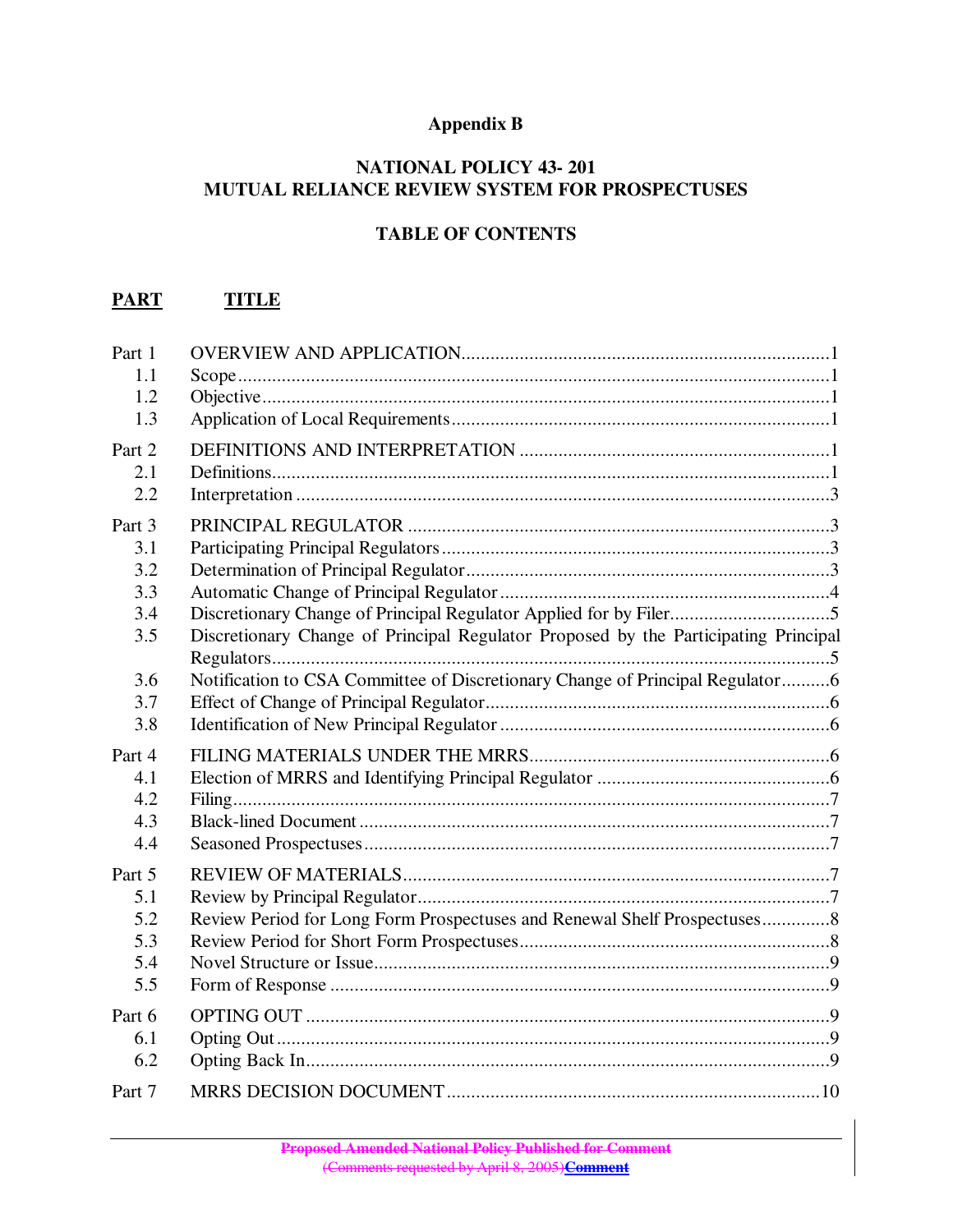# Appendix B

## NATIONAL POLICY 43- 201
## MUTUAL RELIANCE REVIEW SYSTEM FOR PROSPECTUSES

### TABLE OF CONTENTS

| **PART** | **TITLE** | |
|---|---|---|
| Part 1 | OVERVIEW AND APPLICATION | 1 |
| 1.1 | Scope | 1 |
| 1.2 | Objective | 1 |
| 1.3 | Application of Local Requirements | 1 |
| Part 2 | DEFINITIONS AND INTERPRETATION | 1 |
| 2.1 | Definitions | 1 |
| 2.2 | Interpretation | 3 |
| Part 3 | PRINCIPAL REGULATOR | 3 |
| 3.1 | Participating Principal Regulators | 3 |
| 3.2 | Determination of Principal Regulator | 3 |
| 3.3 | Automatic Change of Principal Regulator | 4 |
| 3.4 | Discretionary Change of Principal Regulator Applied for by Filer | 5 |
| 3.5 | Discretionary Change of Principal Regulator Proposed by the Participating Principal Regulators | 5 |
| 3.6 | Notification to CSA Committee of Discretionary Change of Principal Regulator | 6 |
| 3.7 | Effect of Change of Principal Regulator | 6 |
| 3.8 | Identification of New Principal Regulator | 6 |
| Part 4 | FILING MATERIALS UNDER THE MRRS | 6 |
| 4.1 | Election of MRRS and Identifying Principal Regulator | 6 |
| 4.2 | Filing | 7 |
| 4.3 | Black-lined Document | 7 |
| 4.4 | Seasoned Prospectuses | 7 |
| Part 5 | REVIEW OF MATERIALS | 7 |
| 5.1 | Review by Principal Regulator | 7 |
| 5.2 | Review Period for Long Form Prospectuses and Renewal Shelf Prospectuses | 8 |
| 5.3 | Review Period for Short Form Prospectuses | 8 |
| 5.4 | Novel Structure or Issue | 9 |
| 5.5 | Form of Response | 9 |
| Part 6 | OPTING OUT | 9 |
| 6.1 | Opting Out | 9 |
| 6.2 | Opting Back In | 9 |
| Part 7 | MRRS DECISION DOCUMENT | 10 |

~~Proposed Amended National Policy Published for Comment~~
~~(Comments requested by April 8, 2005)~~**Comment**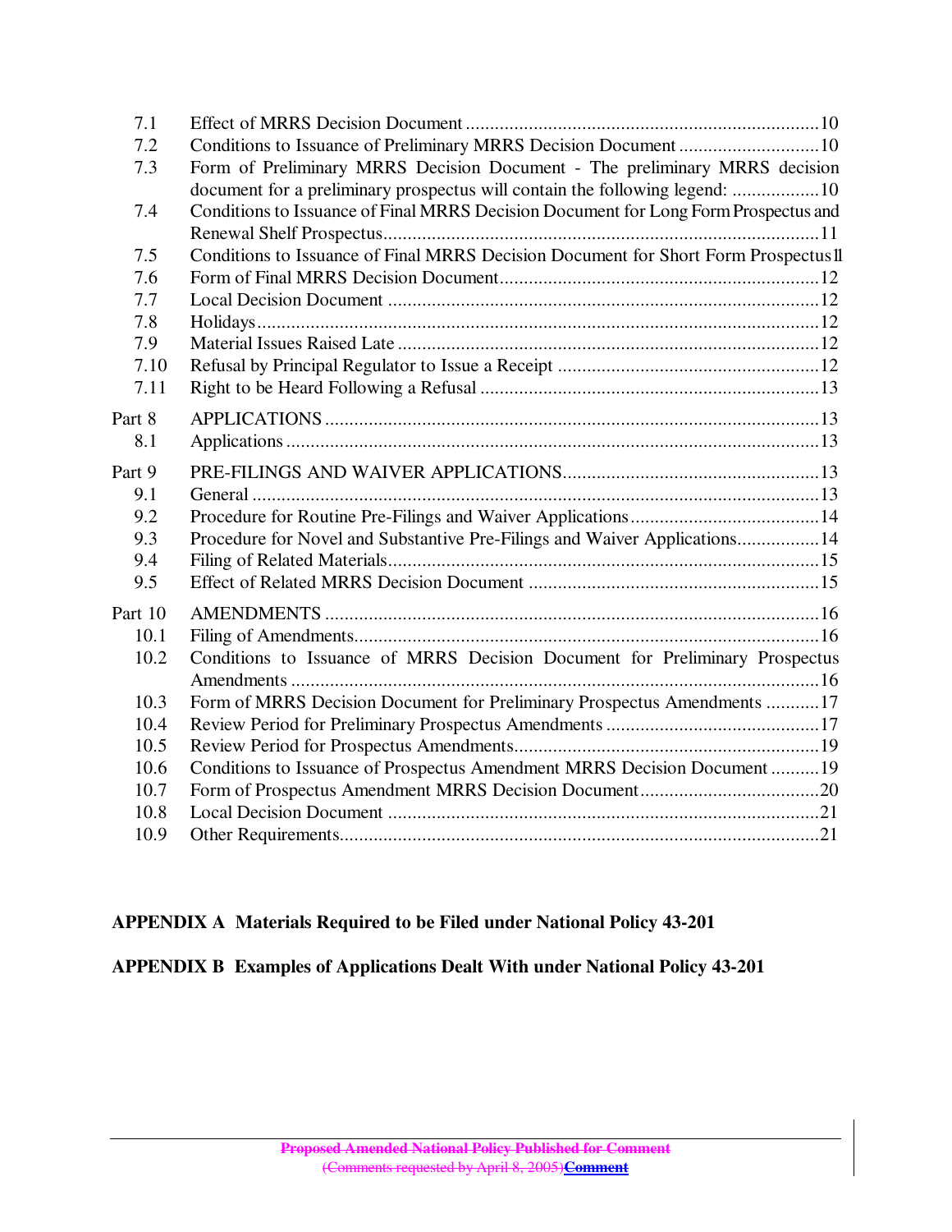| | | |
|---|---|---|
| 7.1 | Effect of MRRS Decision Document | 10 |
| 7.2 | Conditions to Issuance of Preliminary MRRS Decision Document | 10 |
| 7.3 | Form of Preliminary MRRS Decision Document - The preliminary MRRS decision document for a preliminary prospectus will contain the following legend: | 10 |
| 7.4 | Conditions to Issuance of Final MRRS Decision Document for Long Form Prospectus and Renewal Shelf Prospectus | 11 |
| 7.5 | Conditions to Issuance of Final MRRS Decision Document for Short Form Prospectus | 11 |
| 7.6 | Form of Final MRRS Decision Document | 12 |
| 7.7 | Local Decision Document | 12 |
| 7.8 | Holidays | 12 |
| 7.9 | Material Issues Raised Late | 12 |
| 7.10 | Refusal by Principal Regulator to Issue a Receipt | 12 |
| 7.11 | Right to be Heard Following a Refusal | 13 |
| Part 8 | APPLICATIONS | 13 |
| 8.1 | Applications | 13 |
| Part 9 | PRE-FILINGS AND WAIVER APPLICATIONS | 13 |
| 9.1 | General | 13 |
| 9.2 | Procedure for Routine Pre-Filings and Waiver Applications | 14 |
| 9.3 | Procedure for Novel and Substantive Pre-Filings and Waiver Applications | 14 |
| 9.4 | Filing of Related Materials | 15 |
| 9.5 | Effect of Related MRRS Decision Document | 15 |
| Part 10 | AMENDMENTS | 16 |
| 10.1 | Filing of Amendments | 16 |
| 10.2 | Conditions to Issuance of MRRS Decision Document for Preliminary Prospectus Amendments | 16 |
| 10.3 | Form of MRRS Decision Document for Preliminary Prospectus Amendments | 17 |
| 10.4 | Review Period for Preliminary Prospectus Amendments | 17 |
| 10.5 | Review Period for Prospectus Amendments | 19 |
| 10.6 | Conditions to Issuance of Prospectus Amendment MRRS Decision Document | 19 |
| 10.7 | Form of Prospectus Amendment MRRS Decision Document | 20 |
| 10.8 | Local Decision Document | 21 |
| 10.9 | Other Requirements | 21 |

**APPENDIX A Materials Required to be Filed under National Policy 43-201**

**APPENDIX B Examples of Applications Dealt With under National Policy 43-201**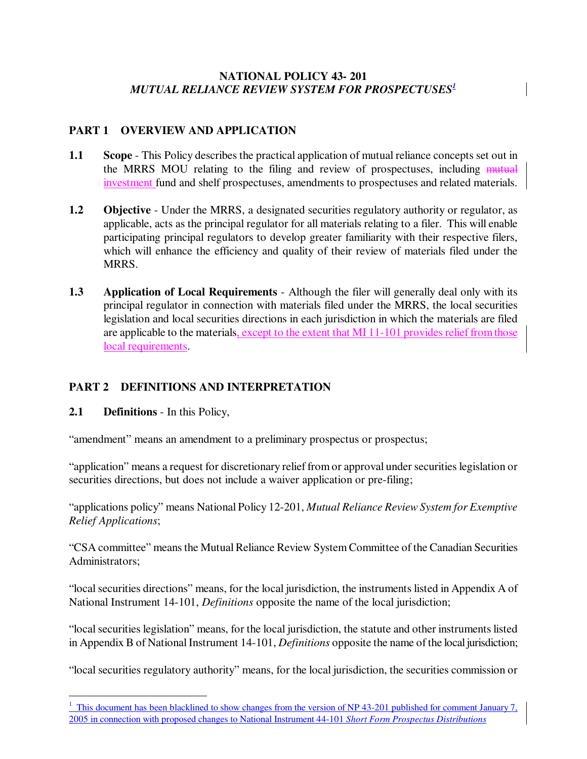# NATIONAL POLICY 43- 201
## *MUTUAL RELIANCE REVIEW SYSTEM FOR PROSPECTUSES*[1]

## PART 1 OVERVIEW AND APPLICATION

**1.1 Scope** - This Policy describes the practical application of mutual reliance concepts set out in the MRRS MOU relating to the filing and review of prospectuses, including ~~mutual~~ investment fund and shelf prospectuses, amendments to prospectuses and related materials.

**1.2 Objective** - Under the MRRS, a designated securities regulatory authority or regulator, as applicable, acts as the principal regulator for all materials relating to a filer. This will enable participating principal regulators to develop greater familiarity with their respective filers, which will enhance the efficiency and quality of their review of materials filed under the MRRS.

**1.3 Application of Local Requirements** - Although the filer will generally deal only with its principal regulator in connection with materials filed under the MRRS, the local securities legislation and local securities directions in each jurisdiction in which the materials are filed are applicable to the materials, except to the extent that MI 11-101 provides relief from those local requirements.

## PART 2 DEFINITIONS AND INTERPRETATION

**2.1 Definitions** - In this Policy,

"amendment" means an amendment to a preliminary prospectus or prospectus;

"application" means a request for discretionary relief from or approval under securities legislation or securities directions, but does not include a waiver application or pre-filing;

"applications policy" means National Policy 12-201, *Mutual Reliance Review System for Exemptive Relief Applications*;

"CSA committee" means the Mutual Reliance Review System Committee of the Canadian Securities Administrators;

"local securities directions" means, for the local jurisdiction, the instruments listed in Appendix A of National Instrument 14-101, *Definitions* opposite the name of the local jurisdiction;

"local securities legislation" means, for the local jurisdiction, the statute and other instruments listed in Appendix B of National Instrument 14-101, *Definitions* opposite the name of the local jurisdiction;

"local securities regulatory authority" means, for the local jurisdiction, the securities commission or

---

[1] This document has been blacklined to show changes from the version of NP 43-201 published for comment January 7, 2005 in connection with proposed changes to National Instrument 44-101 *Short Form Prospectus Distributions*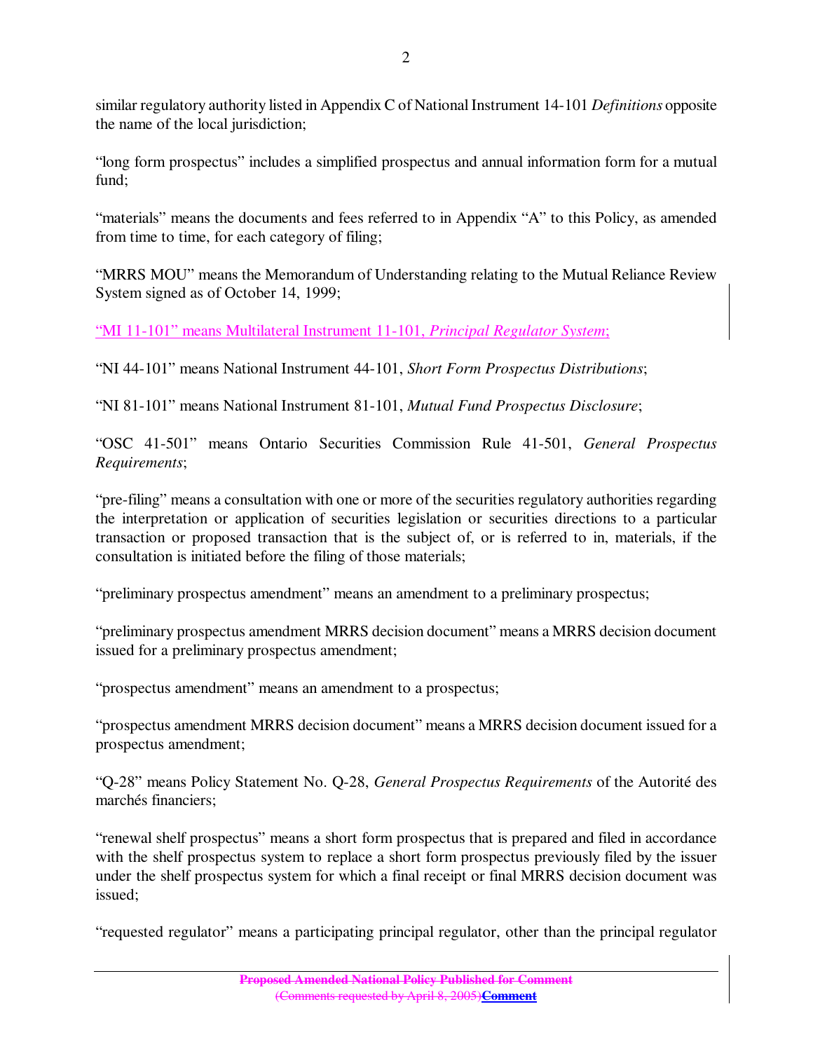similar regulatory authority listed in Appendix C of National Instrument 14-101 *Definitions* opposite the name of the local jurisdiction;

"long form prospectus" includes a simplified prospectus and annual information form for a mutual fund;

"materials" means the documents and fees referred to in Appendix "A" to this Policy, as amended from time to time, for each category of filing;

"MRRS MOU" means the Memorandum of Understanding relating to the Mutual Reliance Review System signed as of October 14, 1999;

"MI 11-101" means Multilateral Instrument 11-101, *Principal Regulator System*;

"NI 44-101" means National Instrument 44-101, *Short Form Prospectus Distributions*;

"NI 81-101" means National Instrument 81-101, *Mutual Fund Prospectus Disclosure*;

"OSC 41-501" means Ontario Securities Commission Rule 41-501, *General Prospectus Requirements*;

"pre-filing" means a consultation with one or more of the securities regulatory authorities regarding the interpretation or application of securities legislation or securities directions to a particular transaction or proposed transaction that is the subject of, or is referred to in, materials, if the consultation is initiated before the filing of those materials;

"preliminary prospectus amendment" means an amendment to a preliminary prospectus;

"preliminary prospectus amendment MRRS decision document" means a MRRS decision document issued for a preliminary prospectus amendment;

"prospectus amendment" means an amendment to a prospectus;

"prospectus amendment MRRS decision document" means a MRRS decision document issued for a prospectus amendment;

"Q-28" means Policy Statement No. Q-28, *General Prospectus Requirements* of the Autorité des marchés financiers;

"renewal shelf prospectus" means a short form prospectus that is prepared and filed in accordance with the shelf prospectus system to replace a short form prospectus previously filed by the issuer under the shelf prospectus system for which a final receipt or final MRRS decision document was issued;

"requested regulator" means a participating principal regulator, other than the principal regulator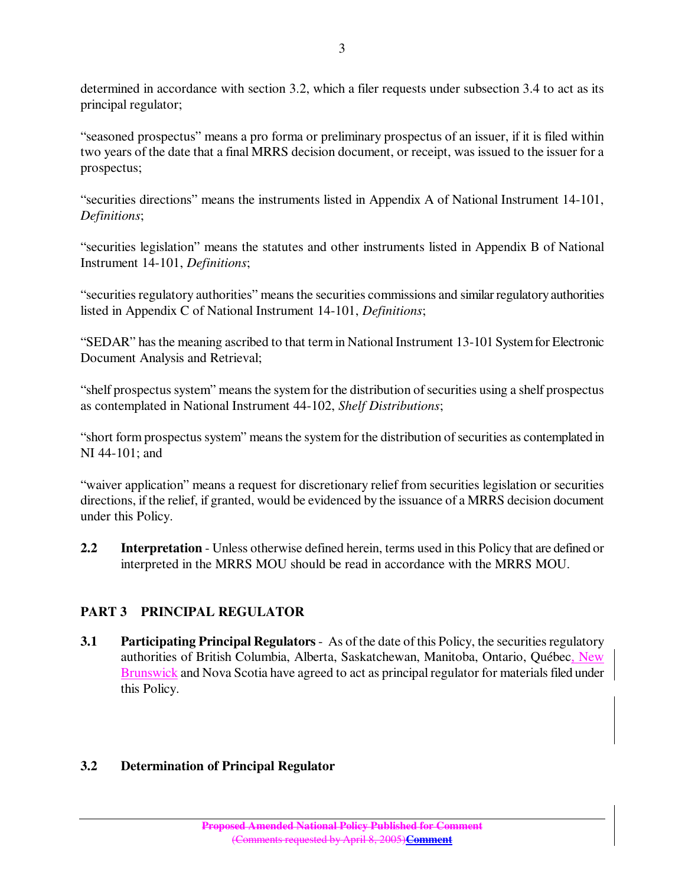determined in accordance with section 3.2, which a filer requests under subsection 3.4 to act as its principal regulator;

"seasoned prospectus" means a pro forma or preliminary prospectus of an issuer, if it is filed within two years of the date that a final MRRS decision document, or receipt, was issued to the issuer for a prospectus;

"securities directions" means the instruments listed in Appendix A of National Instrument 14-101, *Definitions*;

"securities legislation" means the statutes and other instruments listed in Appendix B of National Instrument 14-101, *Definitions*;

"securities regulatory authorities" means the securities commissions and similar regulatory authorities listed in Appendix C of National Instrument 14-101, *Definitions*;

"SEDAR" has the meaning ascribed to that term in National Instrument 13-101 System for Electronic Document Analysis and Retrieval;

"shelf prospectus system" means the system for the distribution of securities using a shelf prospectus as contemplated in National Instrument 44-102, *Shelf Distributions*;

"short form prospectus system" means the system for the distribution of securities as contemplated in NI 44-101; and

"waiver application" means a request for discretionary relief from securities legislation or securities directions, if the relief, if granted, would be evidenced by the issuance of a MRRS decision document under this Policy.

**2.2 Interpretation** - Unless otherwise defined herein, terms used in this Policy that are defined or interpreted in the MRRS MOU should be read in accordance with the MRRS MOU.

## PART 3 PRINCIPAL REGULATOR

**3.1 Participating Principal Regulators** - As of the date of this Policy, the securities regulatory authorities of British Columbia, Alberta, Saskatchewan, Manitoba, Ontario, Québec, New Brunswick and Nova Scotia have agreed to act as principal regulator for materials filed under this Policy.

**3.2 Determination of Principal Regulator**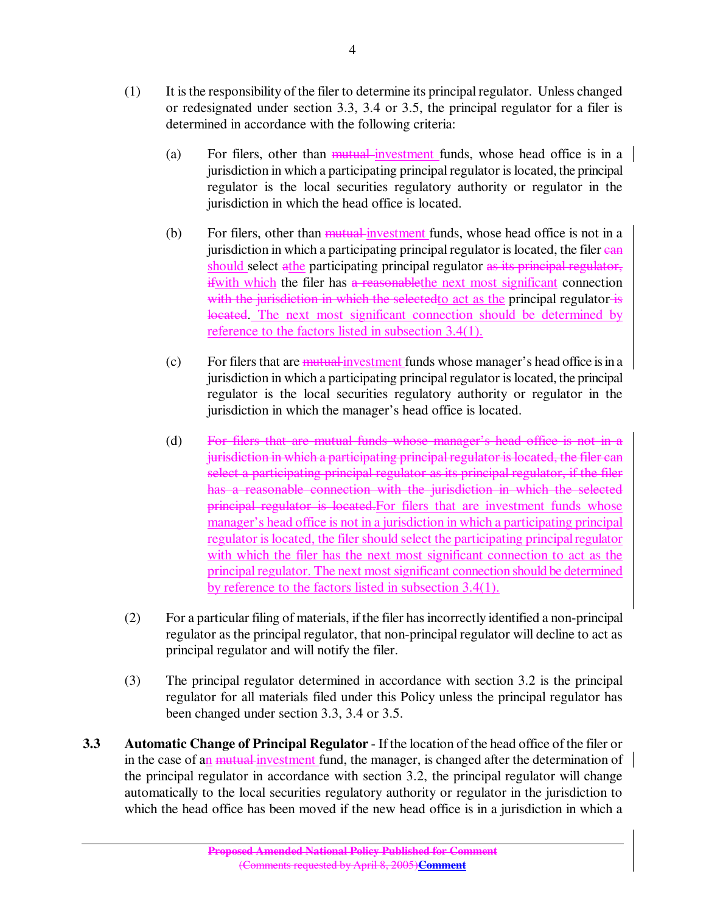(1) It is the responsibility of the filer to determine its principal regulator. Unless changed or redesignated under section 3.3, 3.4 or 3.5, the principal regulator for a filer is determined in accordance with the following criteria:

(a) For filers, other than ~~mutual~~ investment funds, whose head office is in a jurisdiction in which a participating principal regulator is located, the principal regulator is the local securities regulatory authority or regulator in the jurisdiction in which the head office is located.

(b) For filers, other than ~~mutual~~ investment funds, whose head office is not in a jurisdiction in which a participating principal regulator is located, the filer ~~can~~ should select ~~a~~the participating principal regulator ~~as its principal regulator, if~~with which the filer has ~~a reasonable~~the next most significant connection ~~with the jurisdiction in which the selected~~to act as the principal regulator ~~is located~~. The next most significant connection should be determined by reference to the factors listed in subsection 3.4(1).

(c) For filers that are ~~mutual~~ investment funds whose manager's head office is in a jurisdiction in which a participating principal regulator is located, the principal regulator is the local securities regulatory authority or regulator in the jurisdiction in which the manager's head office is located.

(d) ~~For filers that are mutual funds whose manager's head office is not in a jurisdiction in which a participating principal regulator is located, the filer can select a participating principal regulator as its principal regulator, if the filer has a reasonable connection with the jurisdiction in which the selected principal regulator is located.~~For filers that are investment funds whose manager's head office is not in a jurisdiction in which a participating principal regulator is located, the filer should select the participating principal regulator with which the filer has the next most significant connection to act as the principal regulator. The next most significant connection should be determined by reference to the factors listed in subsection 3.4(1).

(2) For a particular filing of materials, if the filer has incorrectly identified a non-principal regulator as the principal regulator, that non-principal regulator will decline to act as principal regulator and will notify the filer.

(3) The principal regulator determined in accordance with section 3.2 is the principal regulator for all materials filed under this Policy unless the principal regulator has been changed under section 3.3, 3.4 or 3.5.

**3.3 Automatic Change of Principal Regulator** - If the location of the head office of the filer or in the case of an ~~mutual~~ investment fund, the manager, is changed after the determination of the principal regulator in accordance with section 3.2, the principal regulator will change automatically to the local securities regulatory authority or regulator in the jurisdiction to which the head office has been moved if the new head office is in a jurisdiction in which a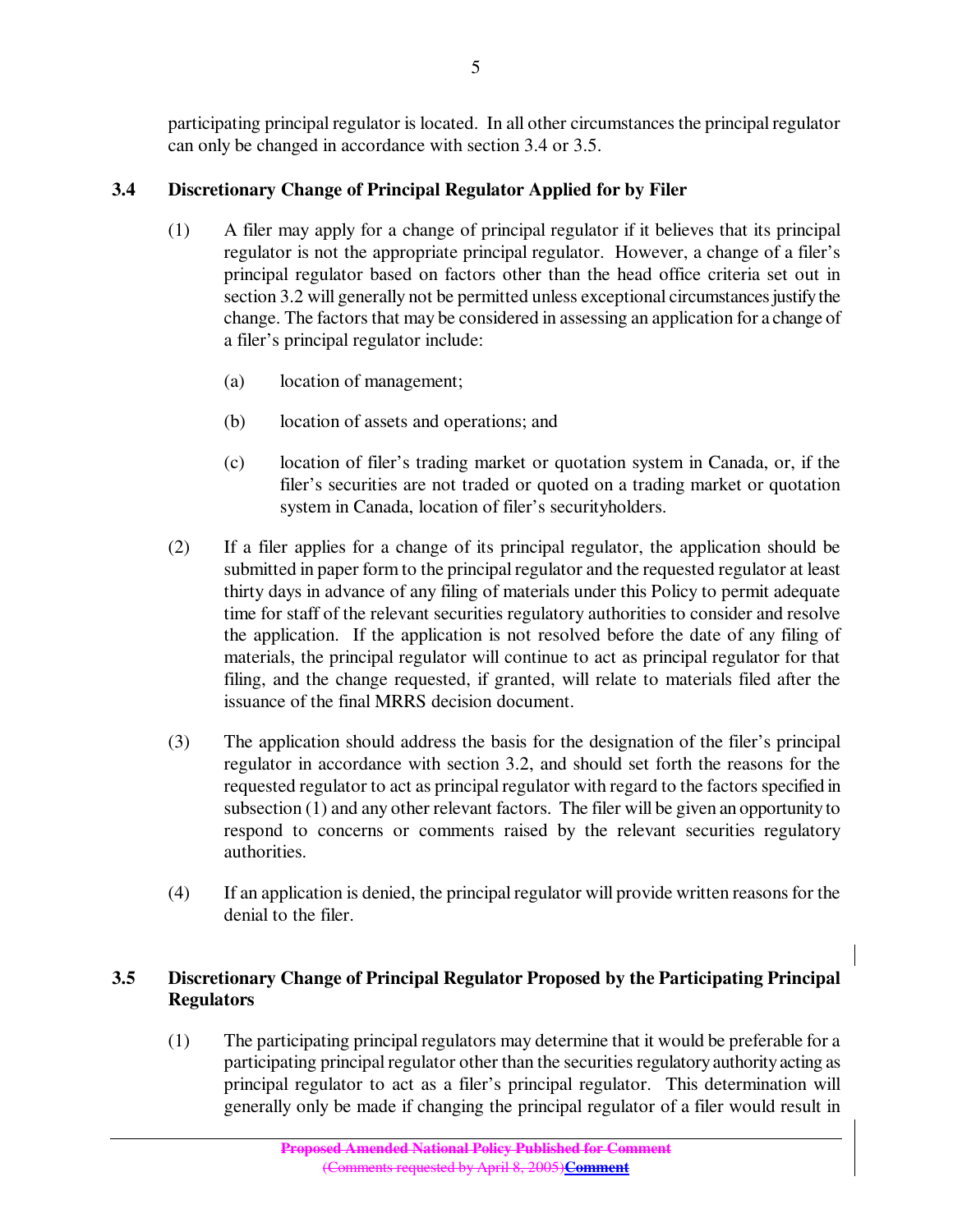participating principal regulator is located. In all other circumstances the principal regulator can only be changed in accordance with section 3.4 or 3.5.

### 3.4 Discretionary Change of Principal Regulator Applied for by Filer

(1) A filer may apply for a change of principal regulator if it believes that its principal regulator is not the appropriate principal regulator. However, a change of a filer's principal regulator based on factors other than the head office criteria set out in section 3.2 will generally not be permitted unless exceptional circumstances justify the change. The factors that may be considered in assessing an application for a change of a filer's principal regulator include:

(a) location of management;

(b) location of assets and operations; and

(c) location of filer's trading market or quotation system in Canada, or, if the filer's securities are not traded or quoted on a trading market or quotation system in Canada, location of filer's securityholders.

(2) If a filer applies for a change of its principal regulator, the application should be submitted in paper form to the principal regulator and the requested regulator at least thirty days in advance of any filing of materials under this Policy to permit adequate time for staff of the relevant securities regulatory authorities to consider and resolve the application. If the application is not resolved before the date of any filing of materials, the principal regulator will continue to act as principal regulator for that filing, and the change requested, if granted, will relate to materials filed after the issuance of the final MRRS decision document.

(3) The application should address the basis for the designation of the filer's principal regulator in accordance with section 3.2, and should set forth the reasons for the requested regulator to act as principal regulator with regard to the factors specified in subsection (1) and any other relevant factors. The filer will be given an opportunity to respond to concerns or comments raised by the relevant securities regulatory authorities.

(4) If an application is denied, the principal regulator will provide written reasons for the denial to the filer.

### 3.5 Discretionary Change of Principal Regulator Proposed by the Participating Principal Regulators

(1) The participating principal regulators may determine that it would be preferable for a participating principal regulator other than the securities regulatory authority acting as principal regulator to act as a filer's principal regulator. This determination will generally only be made if changing the principal regulator of a filer would result in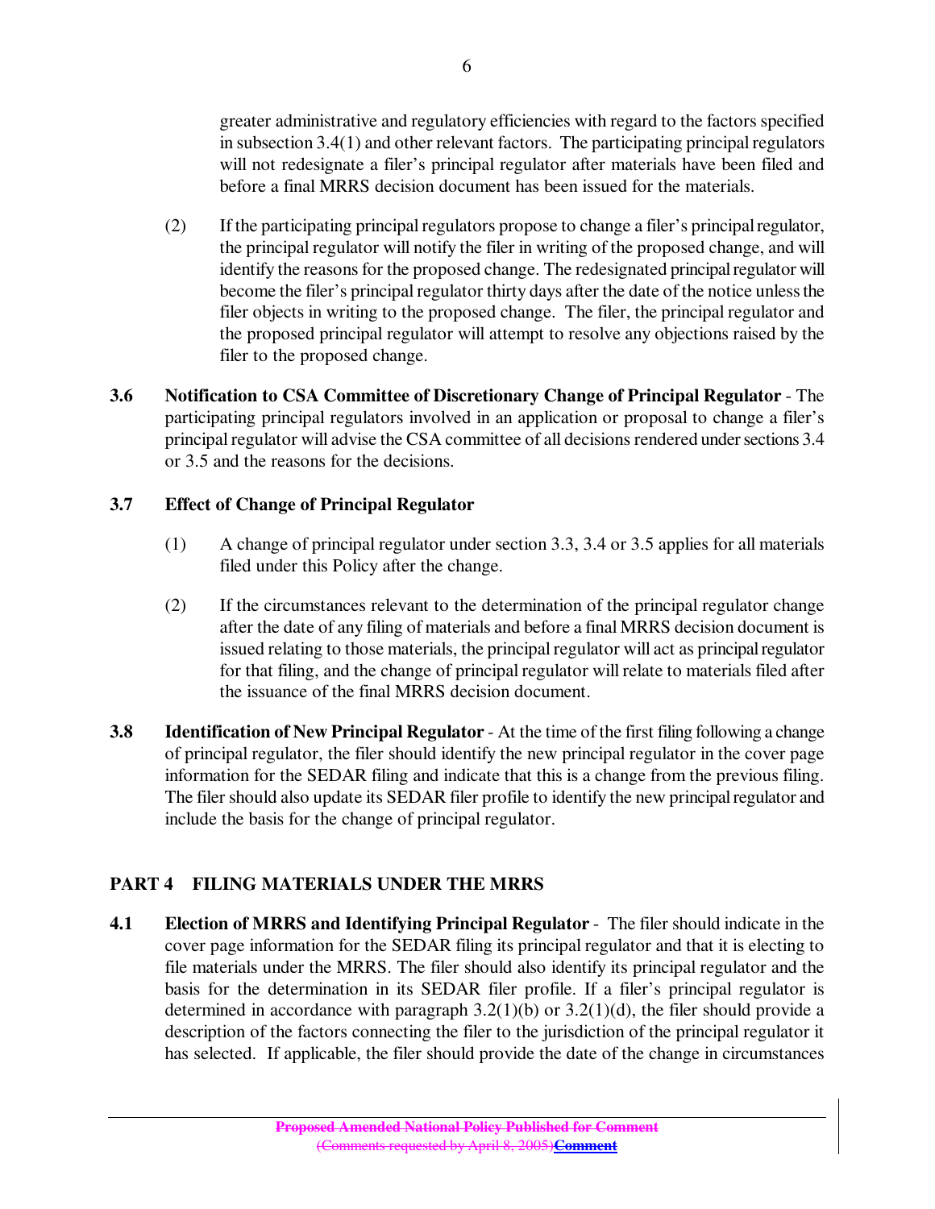greater administrative and regulatory efficiencies with regard to the factors specified in subsection 3.4(1) and other relevant factors. The participating principal regulators will not redesignate a filer's principal regulator after materials have been filed and before a final MRRS decision document has been issued for the materials.

(2) If the participating principal regulators propose to change a filer's principal regulator, the principal regulator will notify the filer in writing of the proposed change, and will identify the reasons for the proposed change. The redesignated principal regulator will become the filer's principal regulator thirty days after the date of the notice unless the filer objects in writing to the proposed change. The filer, the principal regulator and the proposed principal regulator will attempt to resolve any objections raised by the filer to the proposed change.

**3.6 Notification to CSA Committee of Discretionary Change of Principal Regulator** - The participating principal regulators involved in an application or proposal to change a filer's principal regulator will advise the CSA committee of all decisions rendered under sections 3.4 or 3.5 and the reasons for the decisions.

**3.7 Effect of Change of Principal Regulator**

(1) A change of principal regulator under section 3.3, 3.4 or 3.5 applies for all materials filed under this Policy after the change.

(2) If the circumstances relevant to the determination of the principal regulator change after the date of any filing of materials and before a final MRRS decision document is issued relating to those materials, the principal regulator will act as principal regulator for that filing, and the change of principal regulator will relate to materials filed after the issuance of the final MRRS decision document.

**3.8 Identification of New Principal Regulator** - At the time of the first filing following a change of principal regulator, the filer should identify the new principal regulator in the cover page information for the SEDAR filing and indicate that this is a change from the previous filing. The filer should also update its SEDAR filer profile to identify the new principal regulator and include the basis for the change of principal regulator.

## PART 4 FILING MATERIALS UNDER THE MRRS

**4.1 Election of MRRS and Identifying Principal Regulator** - The filer should indicate in the cover page information for the SEDAR filing its principal regulator and that it is electing to file materials under the MRRS. The filer should also identify its principal regulator and the basis for the determination in its SEDAR filer profile. If a filer's principal regulator is determined in accordance with paragraph 3.2(1)(b) or 3.2(1)(d), the filer should provide a description of the factors connecting the filer to the jurisdiction of the principal regulator it has selected. If applicable, the filer should provide the date of the change in circumstances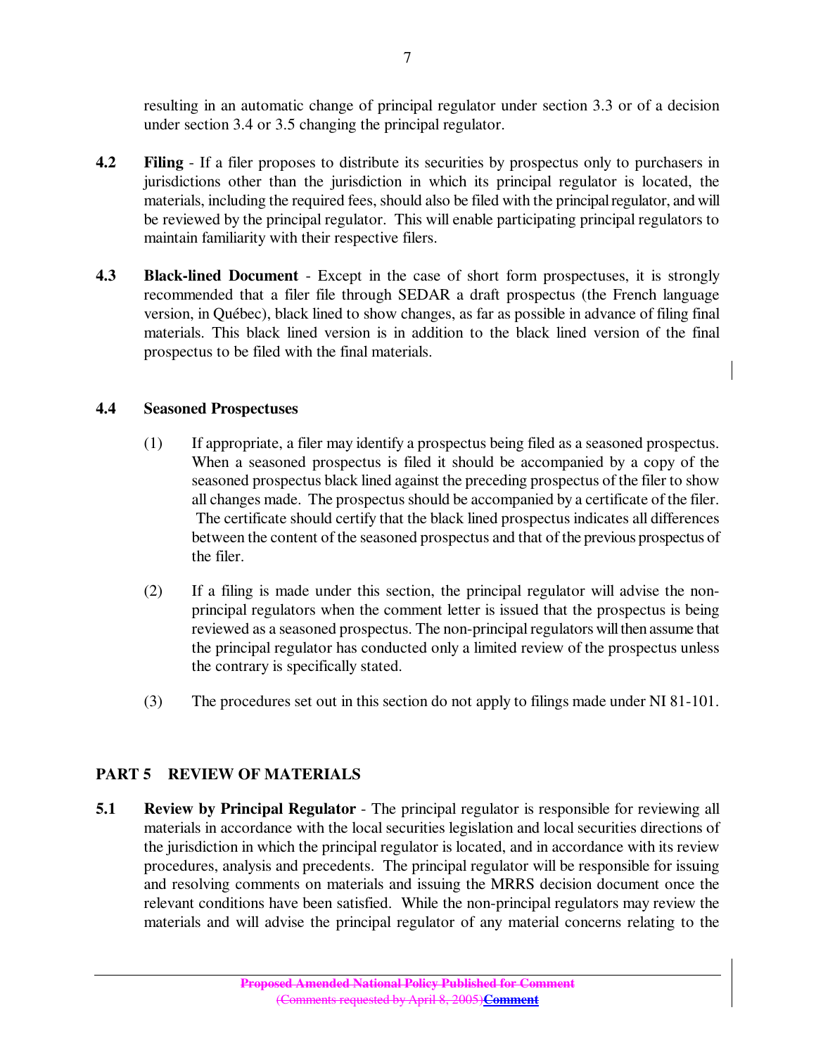resulting in an automatic change of principal regulator under section 3.3 or of a decision under section 3.4 or 3.5 changing the principal regulator.

**4.2** **Filing** - If a filer proposes to distribute its securities by prospectus only to purchasers in jurisdictions other than the jurisdiction in which its principal regulator is located, the materials, including the required fees, should also be filed with the principal regulator, and will be reviewed by the principal regulator. This will enable participating principal regulators to maintain familiarity with their respective filers.

**4.3** **Black-lined Document** - Except in the case of short form prospectuses, it is strongly recommended that a filer file through SEDAR a draft prospectus (the French language version, in Québec), black lined to show changes, as far as possible in advance of filing final materials. This black lined version is in addition to the black lined version of the final prospectus to be filed with the final materials.

**4.4** **Seasoned Prospectuses**

(1) If appropriate, a filer may identify a prospectus being filed as a seasoned prospectus. When a seasoned prospectus is filed it should be accompanied by a copy of the seasoned prospectus black lined against the preceding prospectus of the filer to show all changes made. The prospectus should be accompanied by a certificate of the filer. The certificate should certify that the black lined prospectus indicates all differences between the content of the seasoned prospectus and that of the previous prospectus of the filer.

(2) If a filing is made under this section, the principal regulator will advise the non-principal regulators when the comment letter is issued that the prospectus is being reviewed as a seasoned prospectus. The non-principal regulators will then assume that the principal regulator has conducted only a limited review of the prospectus unless the contrary is specifically stated.

(3) The procedures set out in this section do not apply to filings made under NI 81-101.

## PART 5 REVIEW OF MATERIALS

**5.1** **Review by Principal Regulator** - The principal regulator is responsible for reviewing all materials in accordance with the local securities legislation and local securities directions of the jurisdiction in which the principal regulator is located, and in accordance with its review procedures, analysis and precedents. The principal regulator will be responsible for issuing and resolving comments on materials and issuing the MRRS decision document once the relevant conditions have been satisfied. While the non-principal regulators may review the materials and will advise the principal regulator of any material concerns relating to the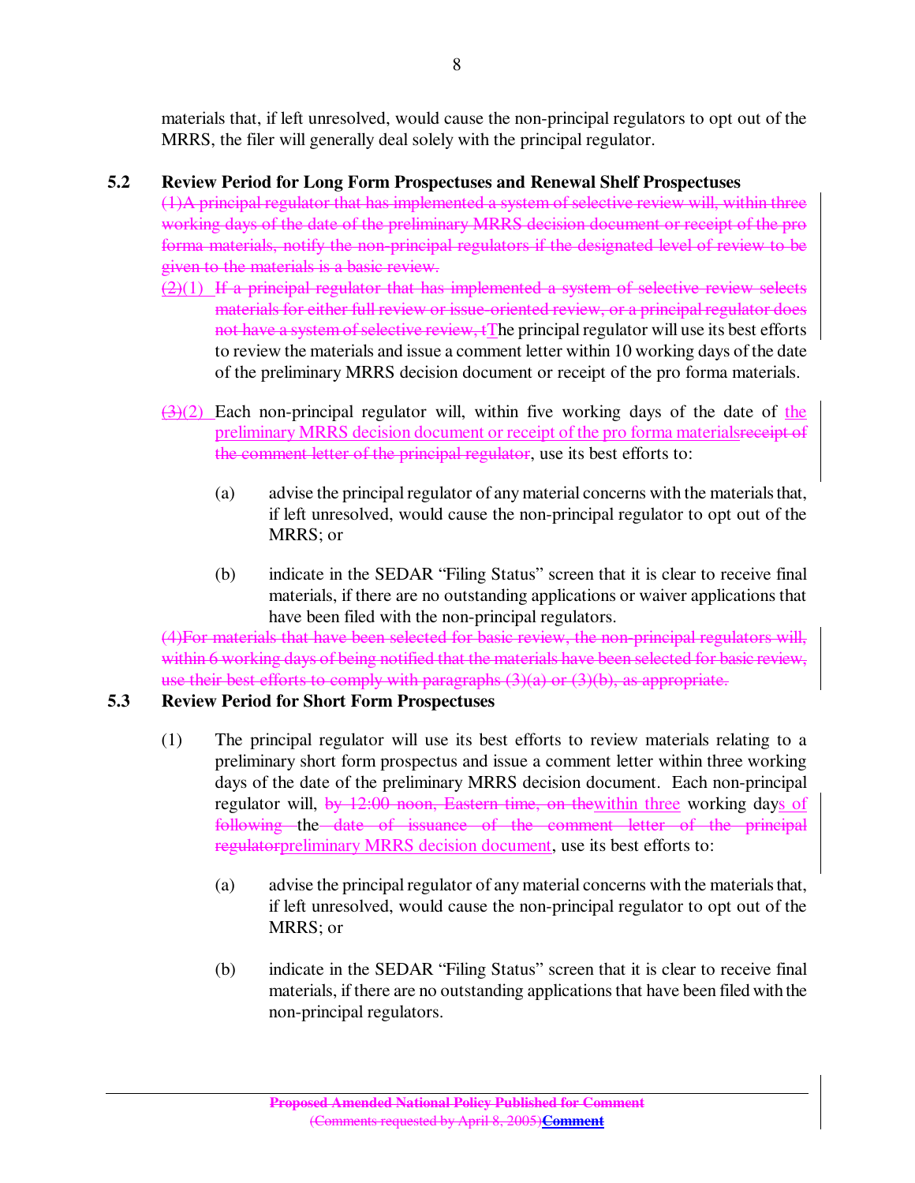materials that, if left unresolved, would cause the non-principal regulators to opt out of the MRRS, the filer will generally deal solely with the principal regulator.

### 5.2 Review Period for Long Form Prospectuses and Renewal Shelf Prospectuses

~~(1)A principal regulator that has implemented a system of selective review will, within three working days of the date of the preliminary MRRS decision document or receipt of the pro forma materials, notify the non-principal regulators if the designated level of review to be given to the materials is a basic review.~~

~~(2)~~(1) ~~If a principal regulator that has implemented a system of selective review selects materials for either full review or issue-oriented review, or a principal regulator does not have a system of selective review, t~~The principal regulator will use its best efforts to review the materials and issue a comment letter within 10 working days of the date of the preliminary MRRS decision document or receipt of the pro forma materials.

~~(3)~~(2) Each non-principal regulator will, within five working days of the date of the preliminary MRRS decision document or receipt of the pro forma materials~~receipt of the comment letter of the principal regulator~~, use its best efforts to:

(a) advise the principal regulator of any material concerns with the materials that, if left unresolved, would cause the non-principal regulator to opt out of the MRRS; or

(b) indicate in the SEDAR "Filing Status" screen that it is clear to receive final materials, if there are no outstanding applications or waiver applications that have been filed with the non-principal regulators.

~~(4)For materials that have been selected for basic review, the non-principal regulators will, within 6 working days of being notified that the materials have been selected for basic review, use their best efforts to comply with paragraphs (3)(a) or (3)(b), as appropriate.~~

### 5.3 Review Period for Short Form Prospectuses

(1) The principal regulator will use its best efforts to review materials relating to a preliminary short form prospectus and issue a comment letter within three working days of the date of the preliminary MRRS decision document. Each non-principal regulator will, ~~by 12:00 noon, Eastern time, on the~~within three working days of ~~following~~ the ~~date of issuance of the comment letter of the principal regulator~~preliminary MRRS decision document, use its best efforts to:

(a) advise the principal regulator of any material concerns with the materials that, if left unresolved, would cause the non-principal regulator to opt out of the MRRS; or

(b) indicate in the SEDAR "Filing Status" screen that it is clear to receive final materials, if there are no outstanding applications that have been filed with the non-principal regulators.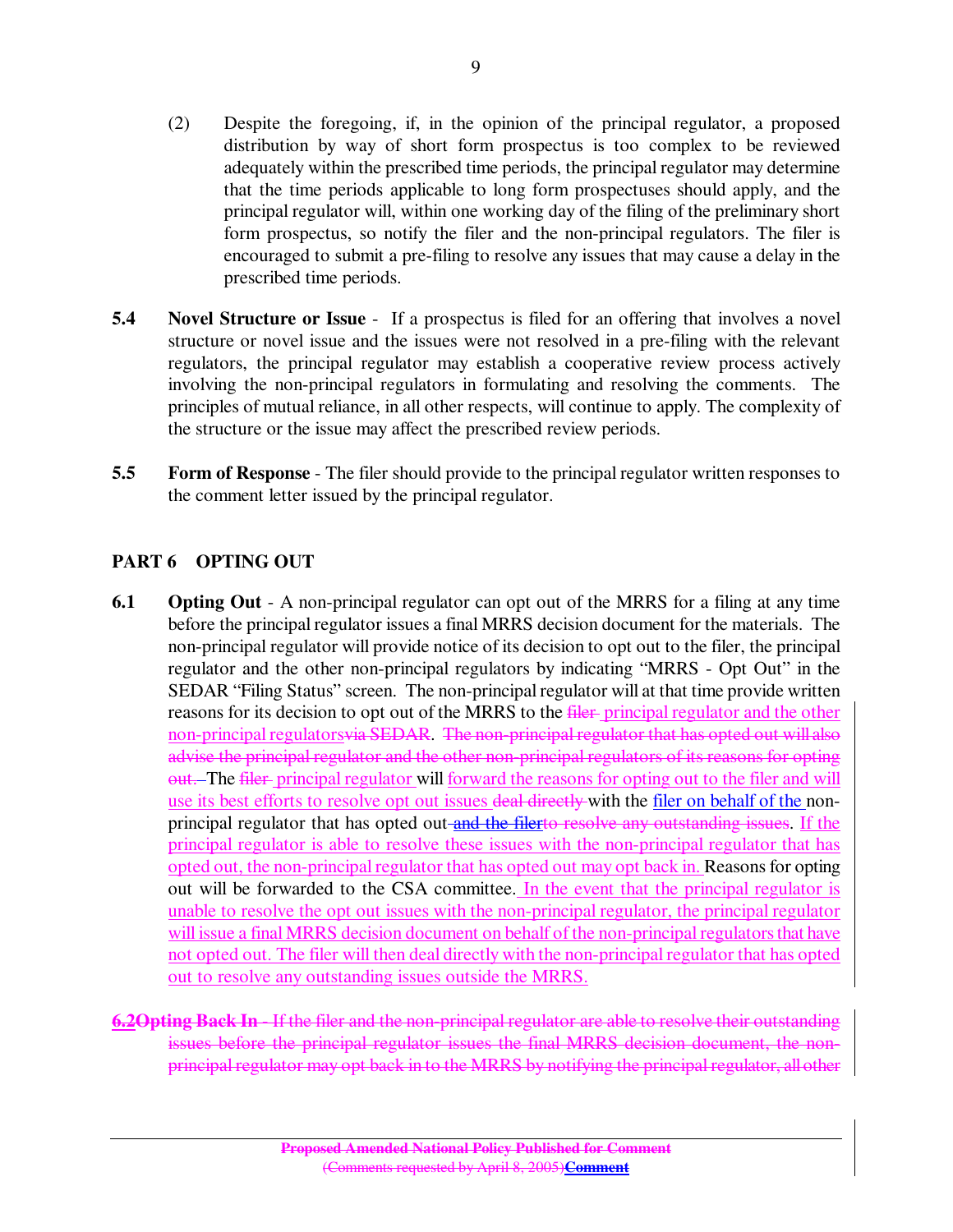(2) Despite the foregoing, if, in the opinion of the principal regulator, a proposed distribution by way of short form prospectus is too complex to be reviewed adequately within the prescribed time periods, the principal regulator may determine that the time periods applicable to long form prospectuses should apply, and the principal regulator will, within one working day of the filing of the preliminary short form prospectus, so notify the filer and the non-principal regulators. The filer is encouraged to submit a pre-filing to resolve any issues that may cause a delay in the prescribed time periods.

**5.4 Novel Structure or Issue** - If a prospectus is filed for an offering that involves a novel structure or novel issue and the issues were not resolved in a pre-filing with the relevant regulators, the principal regulator may establish a cooperative review process actively involving the non-principal regulators in formulating and resolving the comments. The principles of mutual reliance, in all other respects, will continue to apply. The complexity of the structure or the issue may affect the prescribed review periods.

**5.5 Form of Response** - The filer should provide to the principal regulator written responses to the comment letter issued by the principal regulator.

## PART 6 OPTING OUT

**6.1 Opting Out** - A non-principal regulator can opt out of the MRRS for a filing at any time before the principal regulator issues a final MRRS decision document for the materials. The non-principal regulator will provide notice of its decision to opt out to the filer, the principal regulator and the other non-principal regulators by indicating "MRRS - Opt Out" in the SEDAR "Filing Status" screen. The non-principal regulator will at that time provide written reasons for its decision to opt out of the MRRS to the ~~filer~~ principal regulator and the other non-principal regulators~~via SEDAR~~. ~~The non-principal regulator that has opted out will also advise the principal regulator and the other non-principal regulators of its reasons for opting out.~~ The ~~filer~~ principal regulator will forward the reasons for opting out to the filer and will use its best efforts to resolve opt out issues ~~deal directly~~ with the filer on behalf of the non-principal regulator that has opted out ~~and the filer~~~~to resolve any outstanding issues~~. If the principal regulator is able to resolve these issues with the non-principal regulator that has opted out, the non-principal regulator that has opted out may opt back in. Reasons for opting out will be forwarded to the CSA committee. In the event that the principal regulator is unable to resolve the opt out issues with the non-principal regulator, the principal regulator will issue a final MRRS decision document on behalf of the non-principal regulators that have not opted out. The filer will then deal directly with the non-principal regulator that has opted out to resolve any outstanding issues outside the MRRS.

~~**6.2Opting Back In** - If the filer and the non-principal regulator are able to resolve their outstanding issues before the principal regulator issues the final MRRS decision document, the non-principal regulator may opt back in to the MRRS by notifying the principal regulator, all other~~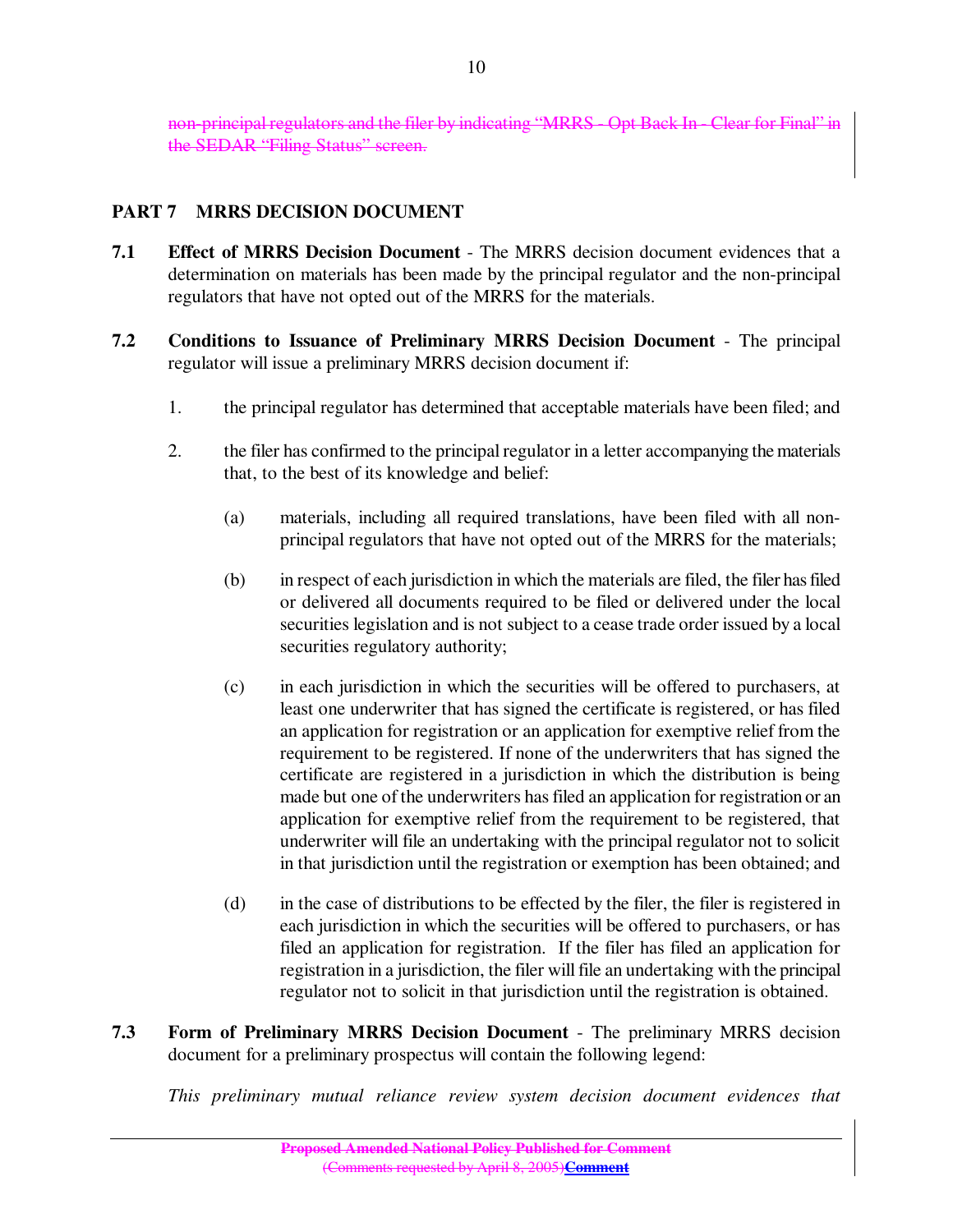~~non-principal regulators and the filer by indicating "MRRS - Opt Back In - Clear for Final" in the SEDAR "Filing Status" screen.~~

## PART 7 MRRS DECISION DOCUMENT

**7.1 Effect of MRRS Decision Document** - The MRRS decision document evidences that a determination on materials has been made by the principal regulator and the non-principal regulators that have not opted out of the MRRS for the materials.

**7.2 Conditions to Issuance of Preliminary MRRS Decision Document** - The principal regulator will issue a preliminary MRRS decision document if:

1. the principal regulator has determined that acceptable materials have been filed; and

2. the filer has confirmed to the principal regulator in a letter accompanying the materials that, to the best of its knowledge and belief:

   (a) materials, including all required translations, have been filed with all non-principal regulators that have not opted out of the MRRS for the materials;

   (b) in respect of each jurisdiction in which the materials are filed, the filer has filed or delivered all documents required to be filed or delivered under the local securities legislation and is not subject to a cease trade order issued by a local securities regulatory authority;

   (c) in each jurisdiction in which the securities will be offered to purchasers, at least one underwriter that has signed the certificate is registered, or has filed an application for registration or an application for exemptive relief from the requirement to be registered. If none of the underwriters that has signed the certificate are registered in a jurisdiction in which the distribution is being made but one of the underwriters has filed an application for registration or an application for exemptive relief from the requirement to be registered, that underwriter will file an undertaking with the principal regulator not to solicit in that jurisdiction until the registration or exemption has been obtained; and

   (d) in the case of distributions to be effected by the filer, the filer is registered in each jurisdiction in which the securities will be offered to purchasers, or has filed an application for registration. If the filer has filed an application for registration in a jurisdiction, the filer will file an undertaking with the principal regulator not to solicit in that jurisdiction until the registration is obtained.

**7.3 Form of Preliminary MRRS Decision Document** - The preliminary MRRS decision document for a preliminary prospectus will contain the following legend:

*This preliminary mutual reliance review system decision document evidences that*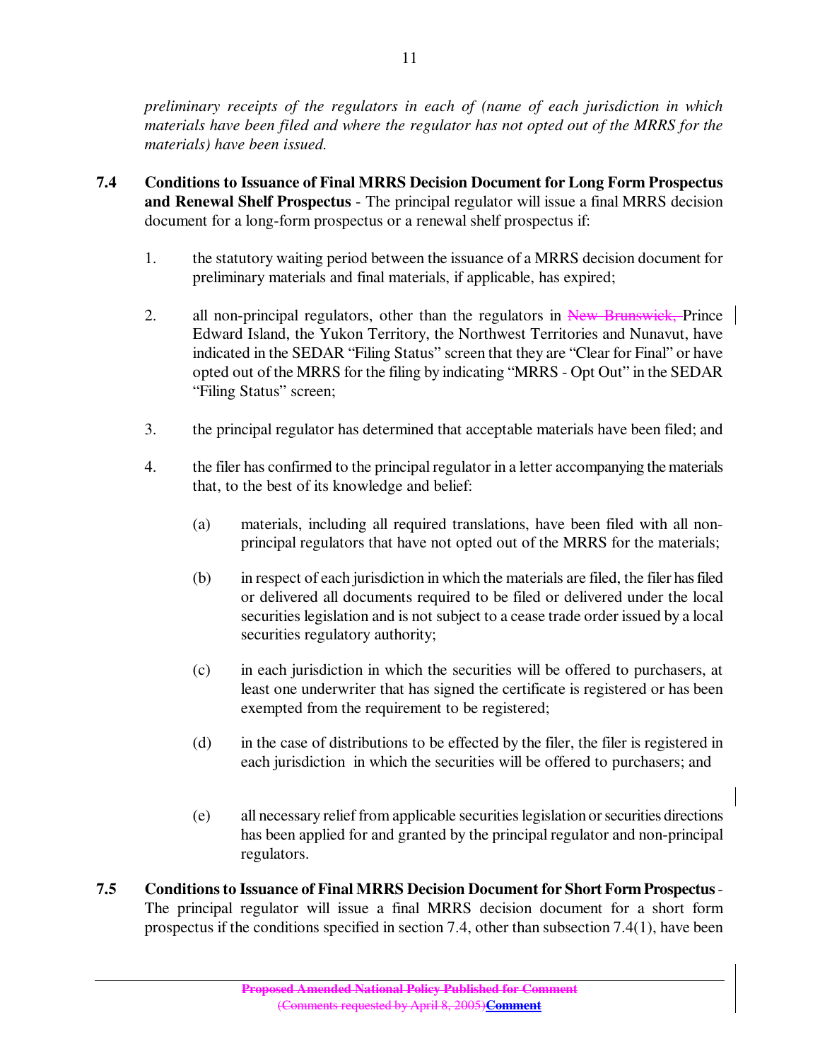*preliminary receipts of the regulators in each of (name of each jurisdiction in which materials have been filed and where the regulator has not opted out of the MRRS for the materials) have been issued.*

**7.4 Conditions to Issuance of Final MRRS Decision Document for Long Form Prospectus and Renewal Shelf Prospectus** - The principal regulator will issue a final MRRS decision document for a long-form prospectus or a renewal shelf prospectus if:

1. the statutory waiting period between the issuance of a MRRS decision document for preliminary materials and final materials, if applicable, has expired;

2. all non-principal regulators, other than the regulators in ~~New Brunswick,~~ Prince Edward Island, the Yukon Territory, the Northwest Territories and Nunavut, have indicated in the SEDAR "Filing Status" screen that they are "Clear for Final" or have opted out of the MRRS for the filing by indicating "MRRS - Opt Out" in the SEDAR "Filing Status" screen;

3. the principal regulator has determined that acceptable materials have been filed; and

4. the filer has confirmed to the principal regulator in a letter accompanying the materials that, to the best of its knowledge and belief:

   (a) materials, including all required translations, have been filed with all non-principal regulators that have not opted out of the MRRS for the materials;

   (b) in respect of each jurisdiction in which the materials are filed, the filer has filed or delivered all documents required to be filed or delivered under the local securities legislation and is not subject to a cease trade order issued by a local securities regulatory authority;

   (c) in each jurisdiction in which the securities will be offered to purchasers, at least one underwriter that has signed the certificate is registered or has been exempted from the requirement to be registered;

   (d) in the case of distributions to be effected by the filer, the filer is registered in each jurisdiction in which the securities will be offered to purchasers; and

   (e) all necessary relief from applicable securities legislation or securities directions has been applied for and granted by the principal regulator and non-principal regulators.

**7.5 Conditions to Issuance of Final MRRS Decision Document for Short Form Prospectus** - The principal regulator will issue a final MRRS decision document for a short form prospectus if the conditions specified in section 7.4, other than subsection 7.4(1), have been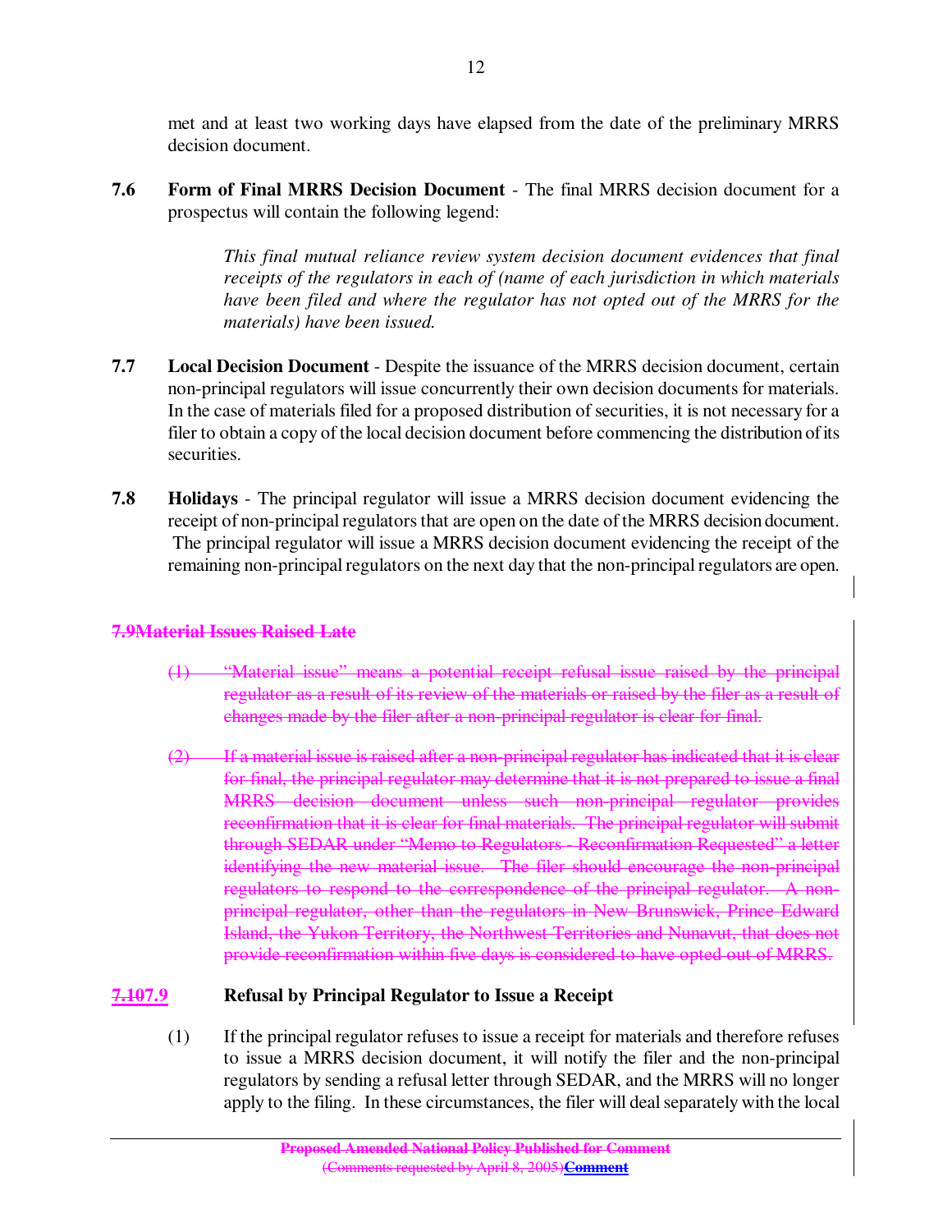met and at least two working days have elapsed from the date of the preliminary MRRS decision document.

**7.6 Form of Final MRRS Decision Document** - The final MRRS decision document for a prospectus will contain the following legend:

> *This final mutual reliance review system decision document evidences that final receipts of the regulators in each of (name of each jurisdiction in which materials have been filed and where the regulator has not opted out of the MRRS for the materials) have been issued.*

**7.7 Local Decision Document** - Despite the issuance of the MRRS decision document, certain non-principal regulators will issue concurrently their own decision documents for materials. In the case of materials filed for a proposed distribution of securities, it is not necessary for a filer to obtain a copy of the local decision document before commencing the distribution of its securities.

**7.8 Holidays** - The principal regulator will issue a MRRS decision document evidencing the receipt of non-principal regulators that are open on the date of the MRRS decision document. The principal regulator will issue a MRRS decision document evidencing the receipt of the remaining non-principal regulators on the next day that the non-principal regulators are open.

~~**7.9Material Issues Raised Late**~~

~~(1) "Material issue" means a potential receipt refusal issue raised by the principal regulator as a result of its review of the materials or raised by the filer as a result of changes made by the filer after a non-principal regulator is clear for final.~~

~~(2) If a material issue is raised after a non-principal regulator has indicated that it is clear for final, the principal regulator may determine that it is not prepared to issue a final MRRS decision document unless such non-principal regulator provides reconfirmation that it is clear for final materials. The principal regulator will submit through SEDAR under "Memo to Regulators - Reconfirmation Requested" a letter identifying the new material issue. The filer should encourage the non-principal regulators to respond to the correspondence of the principal regulator. A non-principal regulator, other than the regulators in New Brunswick, Prince Edward Island, the Yukon Territory, the Northwest Territories and Nunavut, that does not provide reconfirmation within five days is considered to have opted out of MRRS.~~

**~~7.10~~7.9 Refusal by Principal Regulator to Issue a Receipt**

(1) If the principal regulator refuses to issue a receipt for materials and therefore refuses to issue a MRRS decision document, it will notify the filer and the non-principal regulators by sending a refusal letter through SEDAR, and the MRRS will no longer apply to the filing. In these circumstances, the filer will deal separately with the local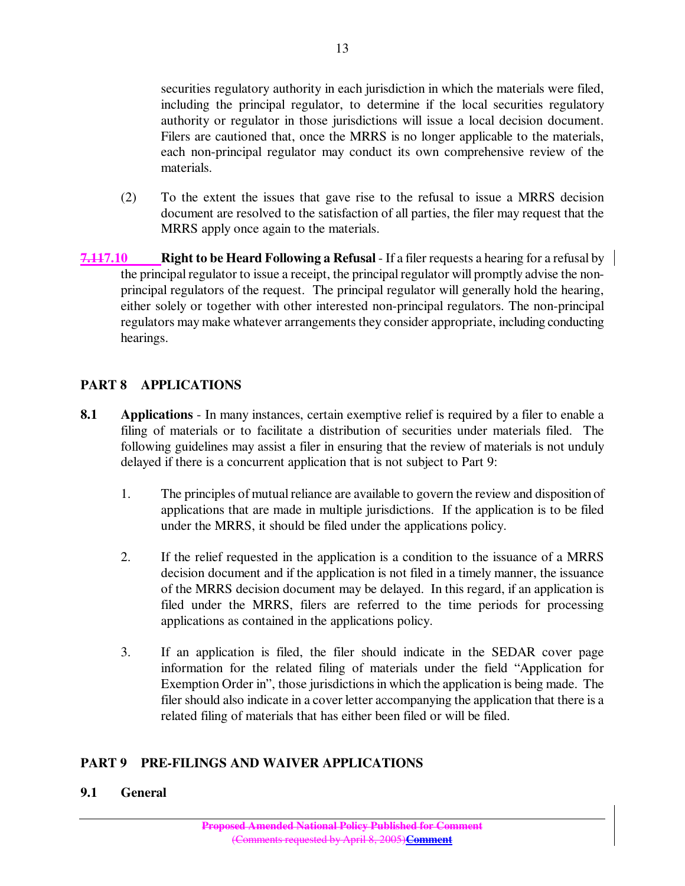securities regulatory authority in each jurisdiction in which the materials were filed, including the principal regulator, to determine if the local securities regulatory authority or regulator in those jurisdictions will issue a local decision document. Filers are cautioned that, once the MRRS is no longer applicable to the materials, each non-principal regulator may conduct its own comprehensive review of the materials.

(2) To the extent the issues that gave rise to the refusal to issue a MRRS decision document are resolved to the satisfaction of all parties, the filer may request that the MRRS apply once again to the materials.

**~~7.11~~7.10 Right to be Heard Following a Refusal** - If a filer requests a hearing for a refusal by the principal regulator to issue a receipt, the principal regulator will promptly advise the non-principal regulators of the request. The principal regulator will generally hold the hearing, either solely or together with other interested non-principal regulators. The non-principal regulators may make whatever arrangements they consider appropriate, including conducting hearings.

## PART 8 APPLICATIONS

**8.1 Applications** - In many instances, certain exemptive relief is required by a filer to enable a filing of materials or to facilitate a distribution of securities under materials filed. The following guidelines may assist a filer in ensuring that the review of materials is not unduly delayed if there is a concurrent application that is not subject to Part 9:

1. The principles of mutual reliance are available to govern the review and disposition of applications that are made in multiple jurisdictions. If the application is to be filed under the MRRS, it should be filed under the applications policy.

2. If the relief requested in the application is a condition to the issuance of a MRRS decision document and if the application is not filed in a timely manner, the issuance of the MRRS decision document may be delayed. In this regard, if an application is filed under the MRRS, filers are referred to the time periods for processing applications as contained in the applications policy.

3. If an application is filed, the filer should indicate in the SEDAR cover page information for the related filing of materials under the field "Application for Exemption Order in", those jurisdictions in which the application is being made. The filer should also indicate in a cover letter accompanying the application that there is a related filing of materials that has either been filed or will be filed.

## PART 9 PRE-FILINGS AND WAIVER APPLICATIONS

**9.1 General**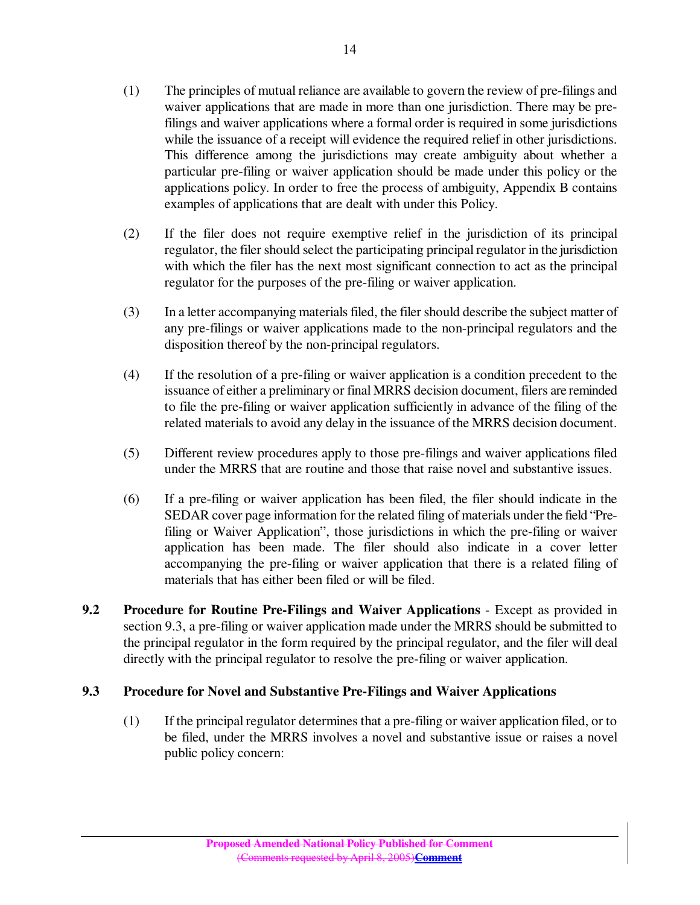(1) The principles of mutual reliance are available to govern the review of pre-filings and waiver applications that are made in more than one jurisdiction. There may be pre-filings and waiver applications where a formal order is required in some jurisdictions while the issuance of a receipt will evidence the required relief in other jurisdictions. This difference among the jurisdictions may create ambiguity about whether a particular pre-filing or waiver application should be made under this policy or the applications policy. In order to free the process of ambiguity, Appendix B contains examples of applications that are dealt with under this Policy.

(2) If the filer does not require exemptive relief in the jurisdiction of its principal regulator, the filer should select the participating principal regulator in the jurisdiction with which the filer has the next most significant connection to act as the principal regulator for the purposes of the pre-filing or waiver application.

(3) In a letter accompanying materials filed, the filer should describe the subject matter of any pre-filings or waiver applications made to the non-principal regulators and the disposition thereof by the non-principal regulators.

(4) If the resolution of a pre-filing or waiver application is a condition precedent to the issuance of either a preliminary or final MRRS decision document, filers are reminded to file the pre-filing or waiver application sufficiently in advance of the filing of the related materials to avoid any delay in the issuance of the MRRS decision document.

(5) Different review procedures apply to those pre-filings and waiver applications filed under the MRRS that are routine and those that raise novel and substantive issues.

(6) If a pre-filing or waiver application has been filed, the filer should indicate in the SEDAR cover page information for the related filing of materials under the field "Pre-filing or Waiver Application", those jurisdictions in which the pre-filing or waiver application has been made. The filer should also indicate in a cover letter accompanying the pre-filing or waiver application that there is a related filing of materials that has either been filed or will be filed.

**9.2 Procedure for Routine Pre-Filings and Waiver Applications** - Except as provided in section 9.3, a pre-filing or waiver application made under the MRRS should be submitted to the principal regulator in the form required by the principal regulator, and the filer will deal directly with the principal regulator to resolve the pre-filing or waiver application.

**9.3 Procedure for Novel and Substantive Pre-Filings and Waiver Applications**

(1) If the principal regulator determines that a pre-filing or waiver application filed, or to be filed, under the MRRS involves a novel and substantive issue or raises a novel public policy concern: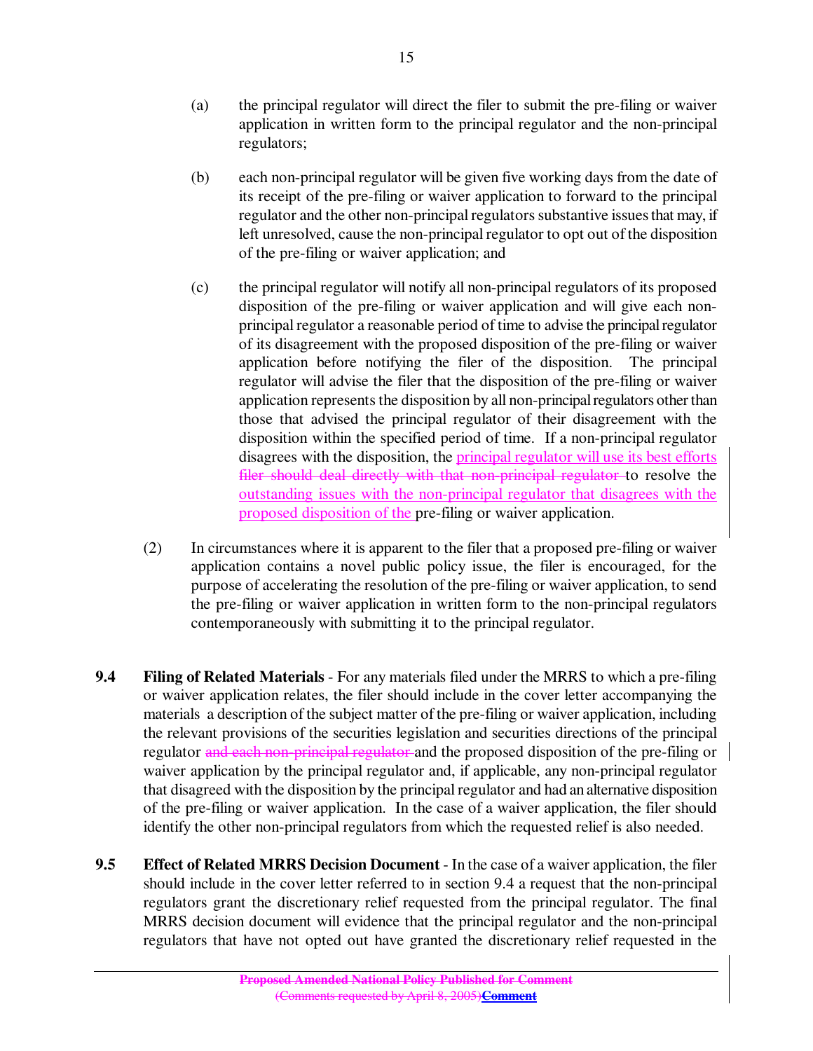(a) the principal regulator will direct the filer to submit the pre-filing or waiver application in written form to the principal regulator and the non-principal regulators;

(b) each non-principal regulator will be given five working days from the date of its receipt of the pre-filing or waiver application to forward to the principal regulator and the other non-principal regulators substantive issues that may, if left unresolved, cause the non-principal regulator to opt out of the disposition of the pre-filing or waiver application; and

(c) the principal regulator will notify all non-principal regulators of its proposed disposition of the pre-filing or waiver application and will give each non-principal regulator a reasonable period of time to advise the principal regulator of its disagreement with the proposed disposition of the pre-filing or waiver application before notifying the filer of the disposition. The principal regulator will advise the filer that the disposition of the pre-filing or waiver application represents the disposition by all non-principal regulators other than those that advised the principal regulator of their disagreement with the disposition within the specified period of time. If a non-principal regulator disagrees with the disposition, the principal regulator will use its best efforts ~~filer should deal directly with that non-principal regulator~~ to resolve the outstanding issues with the non-principal regulator that disagrees with the proposed disposition of the pre-filing or waiver application.

(2) In circumstances where it is apparent to the filer that a proposed pre-filing or waiver application contains a novel public policy issue, the filer is encouraged, for the purpose of accelerating the resolution of the pre-filing or waiver application, to send the pre-filing or waiver application in written form to the non-principal regulators contemporaneously with submitting it to the principal regulator.

**9.4 Filing of Related Materials** - For any materials filed under the MRRS to which a pre-filing or waiver application relates, the filer should include in the cover letter accompanying the materials a description of the subject matter of the pre-filing or waiver application, including the relevant provisions of the securities legislation and securities directions of the principal regulator ~~and each non-principal regulator~~ and the proposed disposition of the pre-filing or waiver application by the principal regulator and, if applicable, any non-principal regulator that disagreed with the disposition by the principal regulator and had an alternative disposition of the pre-filing or waiver application. In the case of a waiver application, the filer should identify the other non-principal regulators from which the requested relief is also needed.

**9.5 Effect of Related MRRS Decision Document** - In the case of a waiver application, the filer should include in the cover letter referred to in section 9.4 a request that the non-principal regulators grant the discretionary relief requested from the principal regulator. The final MRRS decision document will evidence that the principal regulator and the non-principal regulators that have not opted out have granted the discretionary relief requested in the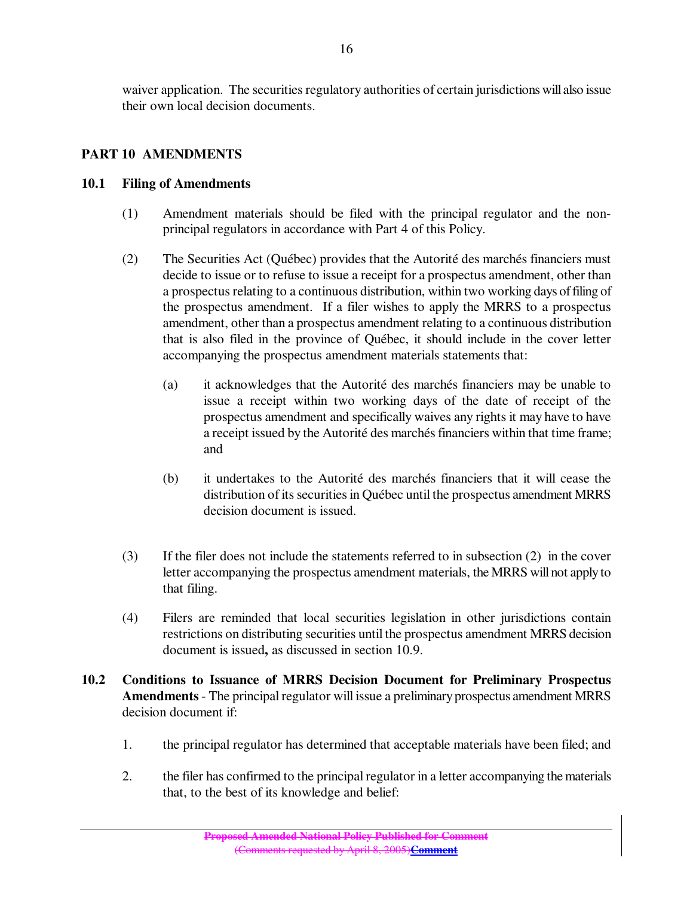waiver application. The securities regulatory authorities of certain jurisdictions will also issue their own local decision documents.

## PART 10 AMENDMENTS

### 10.1 Filing of Amendments

(1) Amendment materials should be filed with the principal regulator and the non-principal regulators in accordance with Part 4 of this Policy.

(2) The Securities Act (Québec) provides that the Autorité des marchés financiers must decide to issue or to refuse to issue a receipt for a prospectus amendment, other than a prospectus relating to a continuous distribution, within two working days of filing of the prospectus amendment. If a filer wishes to apply the MRRS to a prospectus amendment, other than a prospectus amendment relating to a continuous distribution that is also filed in the province of Québec, it should include in the cover letter accompanying the prospectus amendment materials statements that:

(a) it acknowledges that the Autorité des marchés financiers may be unable to issue a receipt within two working days of the date of receipt of the prospectus amendment and specifically waives any rights it may have to have a receipt issued by the Autorité des marchés financiers within that time frame; and

(b) it undertakes to the Autorité des marchés financiers that it will cease the distribution of its securities in Québec until the prospectus amendment MRRS decision document is issued.

(3) If the filer does not include the statements referred to in subsection (2) in the cover letter accompanying the prospectus amendment materials, the MRRS will not apply to that filing.

(4) Filers are reminded that local securities legislation in other jurisdictions contain restrictions on distributing securities until the prospectus amendment MRRS decision document is issued**,** as discussed in section 10.9.

**10.2 Conditions to Issuance of MRRS Decision Document for Preliminary Prospectus Amendments** - The principal regulator will issue a preliminary prospectus amendment MRRS decision document if:

1. the principal regulator has determined that acceptable materials have been filed; and

2. the filer has confirmed to the principal regulator in a letter accompanying the materials that, to the best of its knowledge and belief: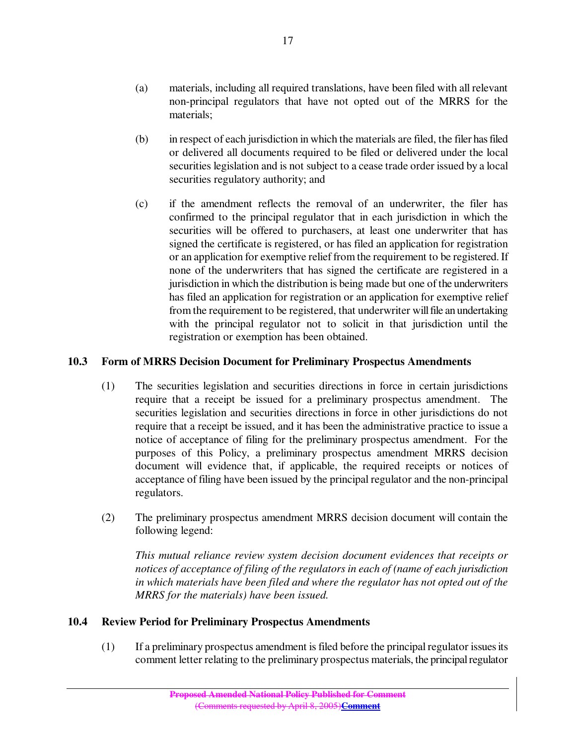(a) materials, including all required translations, have been filed with all relevant non-principal regulators that have not opted out of the MRRS for the materials;

(b) in respect of each jurisdiction in which the materials are filed, the filer has filed or delivered all documents required to be filed or delivered under the local securities legislation and is not subject to a cease trade order issued by a local securities regulatory authority; and

(c) if the amendment reflects the removal of an underwriter, the filer has confirmed to the principal regulator that in each jurisdiction in which the securities will be offered to purchasers, at least one underwriter that has signed the certificate is registered, or has filed an application for registration or an application for exemptive relief from the requirement to be registered. If none of the underwriters that has signed the certificate are registered in a jurisdiction in which the distribution is being made but one of the underwriters has filed an application for registration or an application for exemptive relief from the requirement to be registered, that underwriter will file an undertaking with the principal regulator not to solicit in that jurisdiction until the registration or exemption has been obtained.

## 10.3 Form of MRRS Decision Document for Preliminary Prospectus Amendments

(1) The securities legislation and securities directions in force in certain jurisdictions require that a receipt be issued for a preliminary prospectus amendment. The securities legislation and securities directions in force in other jurisdictions do not require that a receipt be issued, and it has been the administrative practice to issue a notice of acceptance of filing for the preliminary prospectus amendment. For the purposes of this Policy, a preliminary prospectus amendment MRRS decision document will evidence that, if applicable, the required receipts or notices of acceptance of filing have been issued by the principal regulator and the non-principal regulators.

(2) The preliminary prospectus amendment MRRS decision document will contain the following legend:

*This mutual reliance review system decision document evidences that receipts or notices of acceptance of filing of the regulators in each of (name of each jurisdiction in which materials have been filed and where the regulator has not opted out of the MRRS for the materials) have been issued.*

## 10.4 Review Period for Preliminary Prospectus Amendments

(1) If a preliminary prospectus amendment is filed before the principal regulator issues its comment letter relating to the preliminary prospectus materials, the principal regulator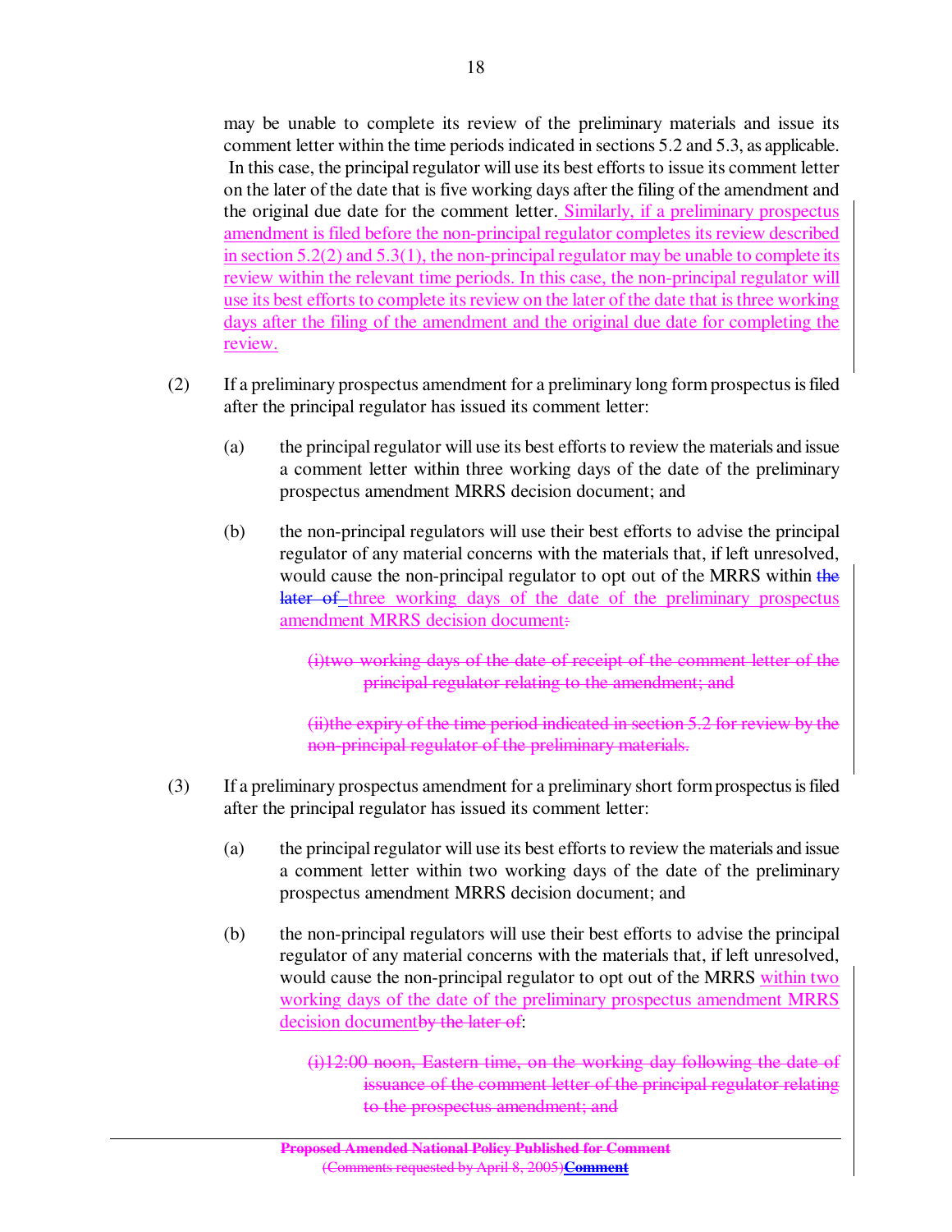may be unable to complete its review of the preliminary materials and issue its comment letter within the time periods indicated in sections 5.2 and 5.3, as applicable. In this case, the principal regulator will use its best efforts to issue its comment letter on the later of the date that is five working days after the filing of the amendment and the original due date for the comment letter. Similarly, if a preliminary prospectus amendment is filed before the non-principal regulator completes its review described in section 5.2(2) and 5.3(1), the non-principal regulator may be unable to complete its review within the relevant time periods. In this case, the non-principal regulator will use its best efforts to complete its review on the later of the date that is three working days after the filing of the amendment and the original due date for completing the review.

(2) If a preliminary prospectus amendment for a preliminary long form prospectus is filed after the principal regulator has issued its comment letter:

(a) the principal regulator will use its best efforts to review the materials and issue a comment letter within three working days of the date of the preliminary prospectus amendment MRRS decision document; and

(b) the non-principal regulators will use their best efforts to advise the principal regulator of any material concerns with the materials that, if left unresolved, would cause the non-principal regulator to opt out of the MRRS within ~~the later of~~ three working days of the date of the preliminary prospectus amendment MRRS decision document~~:~~

~~(i)two working days of the date of receipt of the comment letter of the principal regulator relating to the amendment; and~~

~~(ii)the expiry of the time period indicated in section 5.2 for review by the non-principal regulator of the preliminary materials.~~

(3) If a preliminary prospectus amendment for a preliminary short form prospectus is filed after the principal regulator has issued its comment letter:

(a) the principal regulator will use its best efforts to review the materials and issue a comment letter within two working days of the date of the preliminary prospectus amendment MRRS decision document; and

(b) the non-principal regulators will use their best efforts to advise the principal regulator of any material concerns with the materials that, if left unresolved, would cause the non-principal regulator to opt out of the MRRS within two working days of the date of the preliminary prospectus amendment MRRS decision document~~by the later of~~:

~~(i)12:00 noon, Eastern time, on the working day following the date of issuance of the comment letter of the principal regulator relating to the prospectus amendment; and~~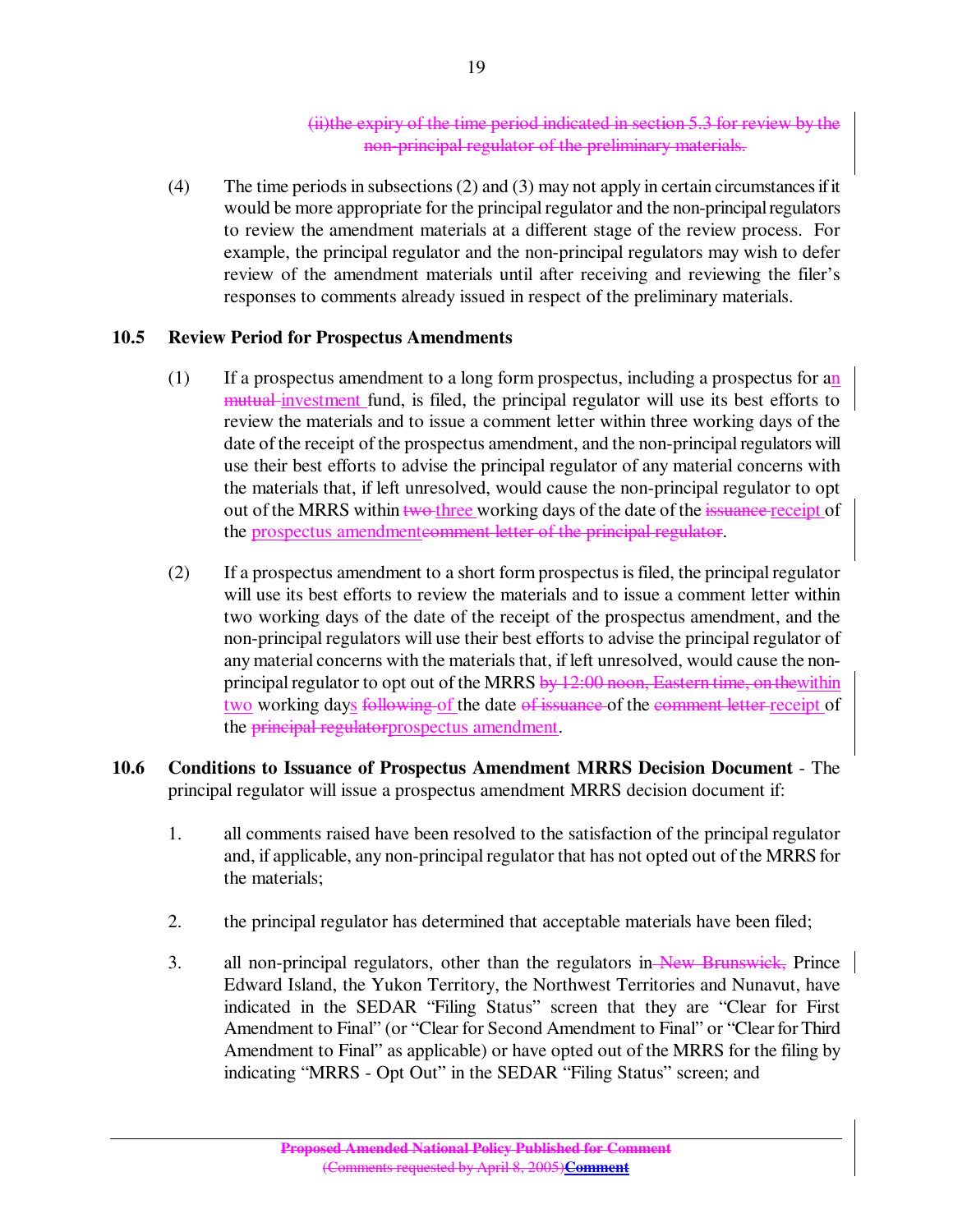(ii)the expiry of the time period indicated in section 5.3 for review by the non-principal regulator of the preliminary materials.

(4) The time periods in subsections (2) and (3) may not apply in certain circumstances if it would be more appropriate for the principal regulator and the non-principal regulators to review the amendment materials at a different stage of the review process. For example, the principal regulator and the non-principal regulators may wish to defer review of the amendment materials until after receiving and reviewing the filer's responses to comments already issued in respect of the preliminary materials.

### 10.5 Review Period for Prospectus Amendments

(1) If a prospectus amendment to a long form prospectus, including a prospectus for an mutual investment fund, is filed, the principal regulator will use its best efforts to review the materials and to issue a comment letter within three working days of the date of the receipt of the prospectus amendment, and the non-principal regulators will use their best efforts to advise the principal regulator of any material concerns with the materials that, if left unresolved, would cause the non-principal regulator to opt out of the MRRS within two three working days of the date of the issuance receipt of the prospectus amendmentcomment letter of the principal regulator.

(2) If a prospectus amendment to a short form prospectus is filed, the principal regulator will use its best efforts to review the materials and to issue a comment letter within two working days of the date of the receipt of the prospectus amendment, and the non-principal regulators will use their best efforts to advise the principal regulator of any material concerns with the materials that, if left unresolved, would cause the non-principal regulator to opt out of the MRRS by 12:00 noon, Eastern time, on thewithin two working days following of the date of issuance of the comment letter receipt of the principal regulatorprospectus amendment.

**10.6 Conditions to Issuance of Prospectus Amendment MRRS Decision Document** - The principal regulator will issue a prospectus amendment MRRS decision document if:

1. all comments raised have been resolved to the satisfaction of the principal regulator and, if applicable, any non-principal regulator that has not opted out of the MRRS for the materials;

2. the principal regulator has determined that acceptable materials have been filed;

3. all non-principal regulators, other than the regulators in New Brunswick, Prince Edward Island, the Yukon Territory, the Northwest Territories and Nunavut, have indicated in the SEDAR "Filing Status" screen that they are "Clear for First Amendment to Final" (or "Clear for Second Amendment to Final" or "Clear for Third Amendment to Final" as applicable) or have opted out of the MRRS for the filing by indicating "MRRS - Opt Out" in the SEDAR "Filing Status" screen; and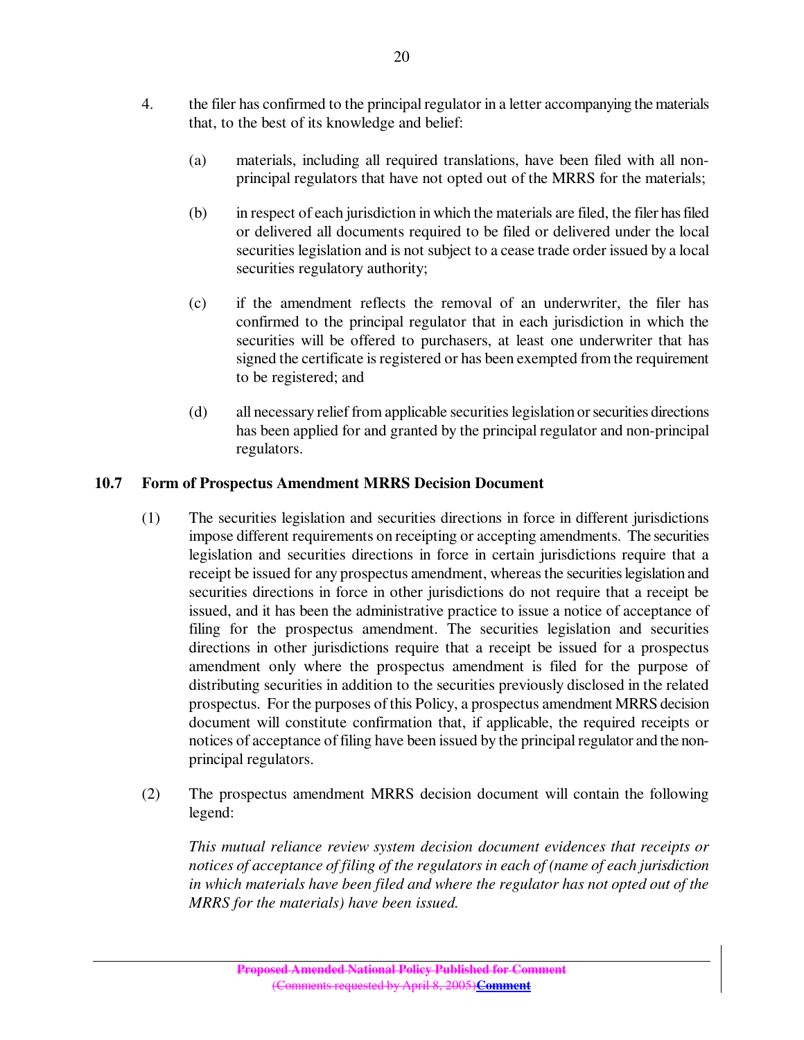4. the filer has confirmed to the principal regulator in a letter accompanying the materials that, to the best of its knowledge and belief:

   (a) materials, including all required translations, have been filed with all non-principal regulators that have not opted out of the MRRS for the materials;

   (b) in respect of each jurisdiction in which the materials are filed, the filer has filed or delivered all documents required to be filed or delivered under the local securities legislation and is not subject to a cease trade order issued by a local securities regulatory authority;

   (c) if the amendment reflects the removal of an underwriter, the filer has confirmed to the principal regulator that in each jurisdiction in which the securities will be offered to purchasers, at least one underwriter that has signed the certificate is registered or has been exempted from the requirement to be registered; and

   (d) all necessary relief from applicable securities legislation or securities directions has been applied for and granted by the principal regulator and non-principal regulators.

## 10.7 Form of Prospectus Amendment MRRS Decision Document

(1) The securities legislation and securities directions in force in different jurisdictions impose different requirements on receipting or accepting amendments. The securities legislation and securities directions in force in certain jurisdictions require that a receipt be issued for any prospectus amendment, whereas the securities legislation and securities directions in force in other jurisdictions do not require that a receipt be issued, and it has been the administrative practice to issue a notice of acceptance of filing for the prospectus amendment. The securities legislation and securities directions in other jurisdictions require that a receipt be issued for a prospectus amendment only where the prospectus amendment is filed for the purpose of distributing securities in addition to the securities previously disclosed in the related prospectus. For the purposes of this Policy, a prospectus amendment MRRS decision document will constitute confirmation that, if applicable, the required receipts or notices of acceptance of filing have been issued by the principal regulator and the non-principal regulators.

(2) The prospectus amendment MRRS decision document will contain the following legend:

   *This mutual reliance review system decision document evidences that receipts or notices of acceptance of filing of the regulators in each of (name of each jurisdiction in which materials have been filed and where the regulator has not opted out of the MRRS for the materials) have been issued.*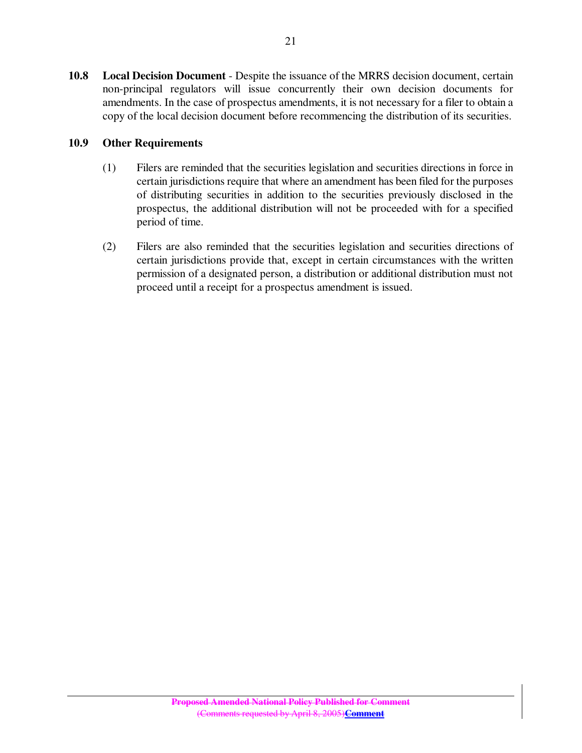**10.8 Local Decision Document** - Despite the issuance of the MRRS decision document, certain non-principal regulators will issue concurrently their own decision documents for amendments. In the case of prospectus amendments, it is not necessary for a filer to obtain a copy of the local decision document before recommencing the distribution of its securities.

**10.9 Other Requirements**

(1) Filers are reminded that the securities legislation and securities directions in force in certain jurisdictions require that where an amendment has been filed for the purposes of distributing securities in addition to the securities previously disclosed in the prospectus, the additional distribution will not be proceeded with for a specified period of time.

(2) Filers are also reminded that the securities legislation and securities directions of certain jurisdictions provide that, except in certain circumstances with the written permission of a designated person, a distribution or additional distribution must not proceed until a receipt for a prospectus amendment is issued.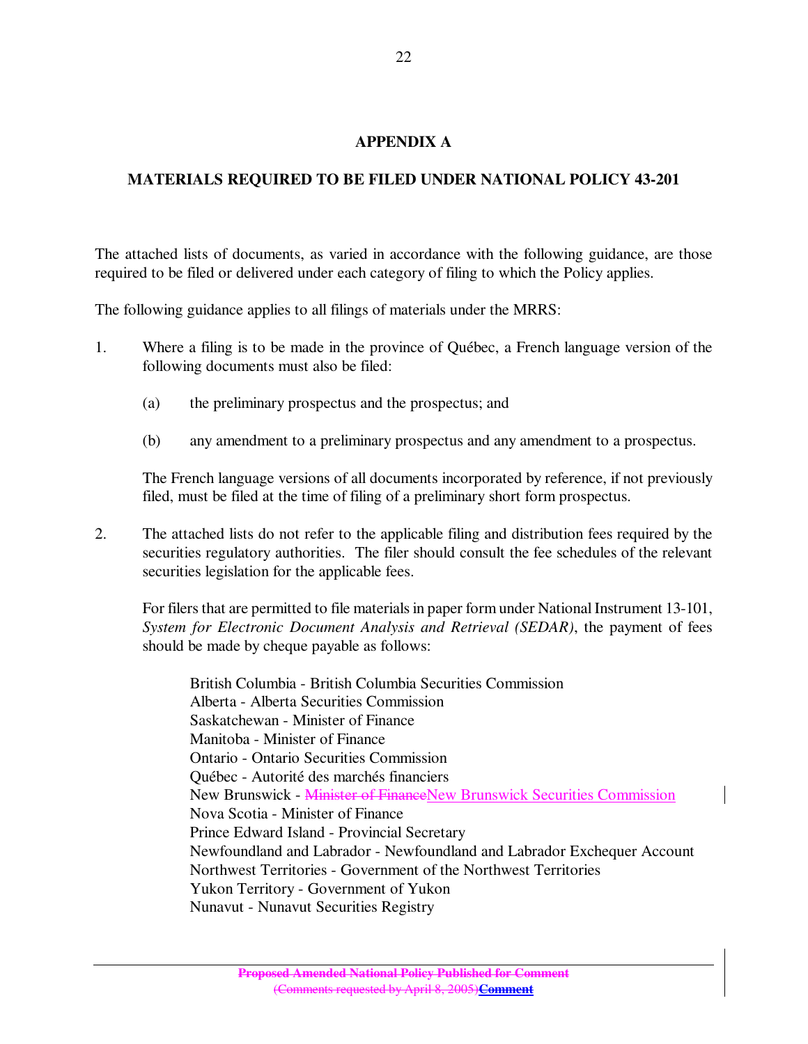## APPENDIX A

## MATERIALS REQUIRED TO BE FILED UNDER NATIONAL POLICY 43-201

The attached lists of documents, as varied in accordance with the following guidance, are those required to be filed or delivered under each category of filing to which the Policy applies.

The following guidance applies to all filings of materials under the MRRS:

1. Where a filing is to be made in the province of Québec, a French language version of the following documents must also be filed:

   (a) the preliminary prospectus and the prospectus; and

   (b) any amendment to a preliminary prospectus and any amendment to a prospectus.

   The French language versions of all documents incorporated by reference, if not previously filed, must be filed at the time of filing of a preliminary short form prospectus.

2. The attached lists do not refer to the applicable filing and distribution fees required by the securities regulatory authorities. The filer should consult the fee schedules of the relevant securities legislation for the applicable fees.

   For filers that are permitted to file materials in paper form under National Instrument 13-101, *System for Electronic Document Analysis and Retrieval (SEDAR)*, the payment of fees should be made by cheque payable as follows:

   British Columbia - British Columbia Securities Commission
   Alberta - Alberta Securities Commission
   Saskatchewan - Minister of Finance
   Manitoba - Minister of Finance
   Ontario - Ontario Securities Commission
   Québec - Autorité des marchés financiers
   New Brunswick - ~~Minister of Finance~~New Brunswick Securities Commission
   Nova Scotia - Minister of Finance
   Prince Edward Island - Provincial Secretary
   Newfoundland and Labrador - Newfoundland and Labrador Exchequer Account
   Northwest Territories - Government of the Northwest Territories
   Yukon Territory - Government of Yukon
   Nunavut - Nunavut Securities Registry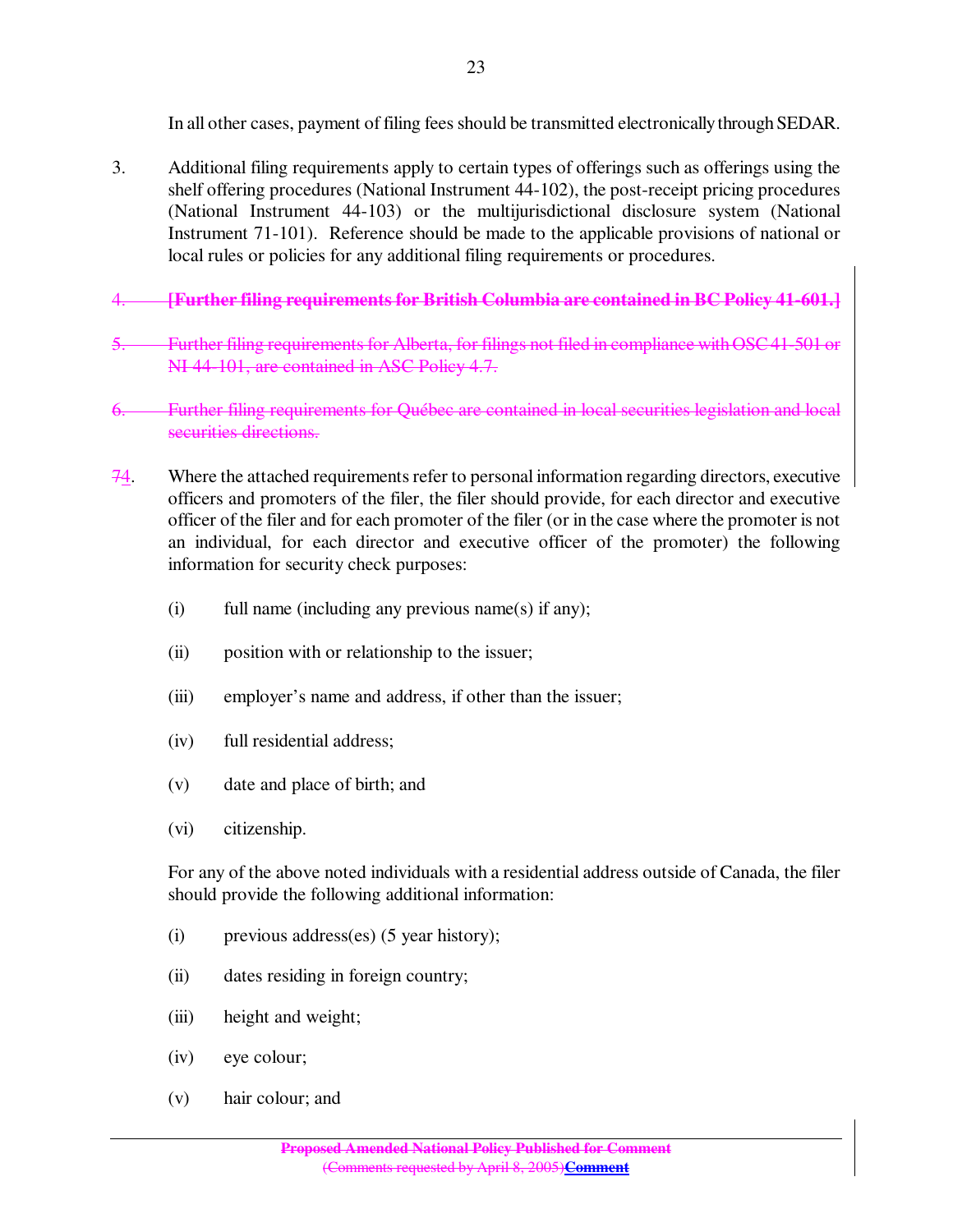In all other cases, payment of filing fees should be transmitted electronically through SEDAR.

3. Additional filing requirements apply to certain types of offerings such as offerings using the shelf offering procedures (National Instrument 44-102), the post-receipt pricing procedures (National Instrument 44-103) or the multijurisdictional disclosure system (National Instrument 71-101). Reference should be made to the applicable provisions of national or local rules or policies for any additional filing requirements or procedures.

~~4. **[Further filing requirements for British Columbia are contained in BC Policy 41-601.]**~~

~~5. Further filing requirements for Alberta, for filings not filed in compliance with OSC 41-501 or NI 44-101, are contained in ASC Policy 4.7.~~

~~6. Further filing requirements for Québec are contained in local securities legislation and local securities directions.~~

~~7~~4. Where the attached requirements refer to personal information regarding directors, executive officers and promoters of the filer, the filer should provide, for each director and executive officer of the filer and for each promoter of the filer (or in the case where the promoter is not an individual, for each director and executive officer of the promoter) the following information for security check purposes:

(i) full name (including any previous name(s) if any);

(ii) position with or relationship to the issuer;

(iii) employer's name and address, if other than the issuer;

(iv) full residential address;

(v) date and place of birth; and

(vi) citizenship.

For any of the above noted individuals with a residential address outside of Canada, the filer should provide the following additional information:

(i) previous address(es) (5 year history);

(ii) dates residing in foreign country;

(iii) height and weight;

(iv) eye colour;

(v) hair colour; and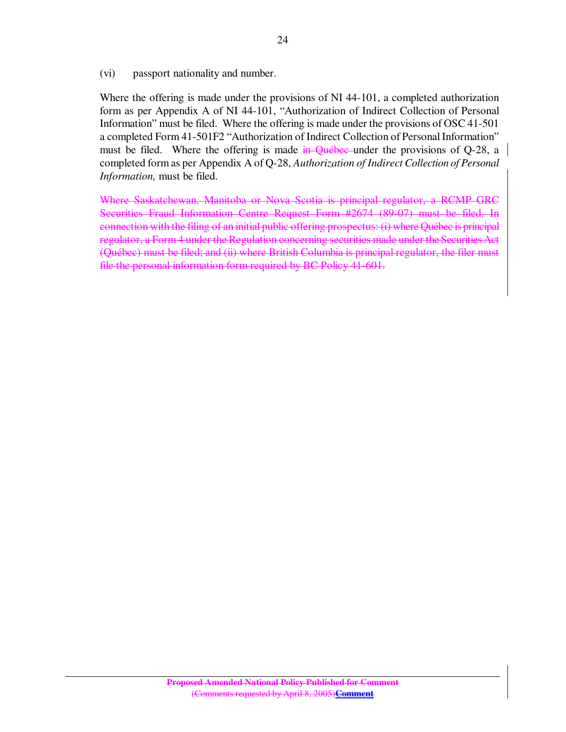(vi) passport nationality and number.

Where the offering is made under the provisions of NI 44-101, a completed authorization form as per Appendix A of NI 44-101, "Authorization of Indirect Collection of Personal Information" must be filed. Where the offering is made under the provisions of OSC 41-501 a completed Form 41-501F2 "Authorization of Indirect Collection of Personal Information" must be filed. Where the offering is made ~~in Québec~~ under the provisions of Q-28, a completed form as per Appendix A of Q-28, *Authorization of Indirect Collection of Personal Information,* must be filed.

~~Where Saskatchewan, Manitoba or Nova Scotia is principal regulator, a RCMP GRC Securities Fraud Information Centre Request Form #2674 (89-07) must be filed. In connection with the filing of an initial public offering prospectus: (i) where Québec is principal regulator, a Form 4 under the Regulation concerning securities made under the Securities Act (Québec) must be filed; and (ii) where British Columbia is principal regulator, the filer must file the personal information form required by BC Policy 41-601.~~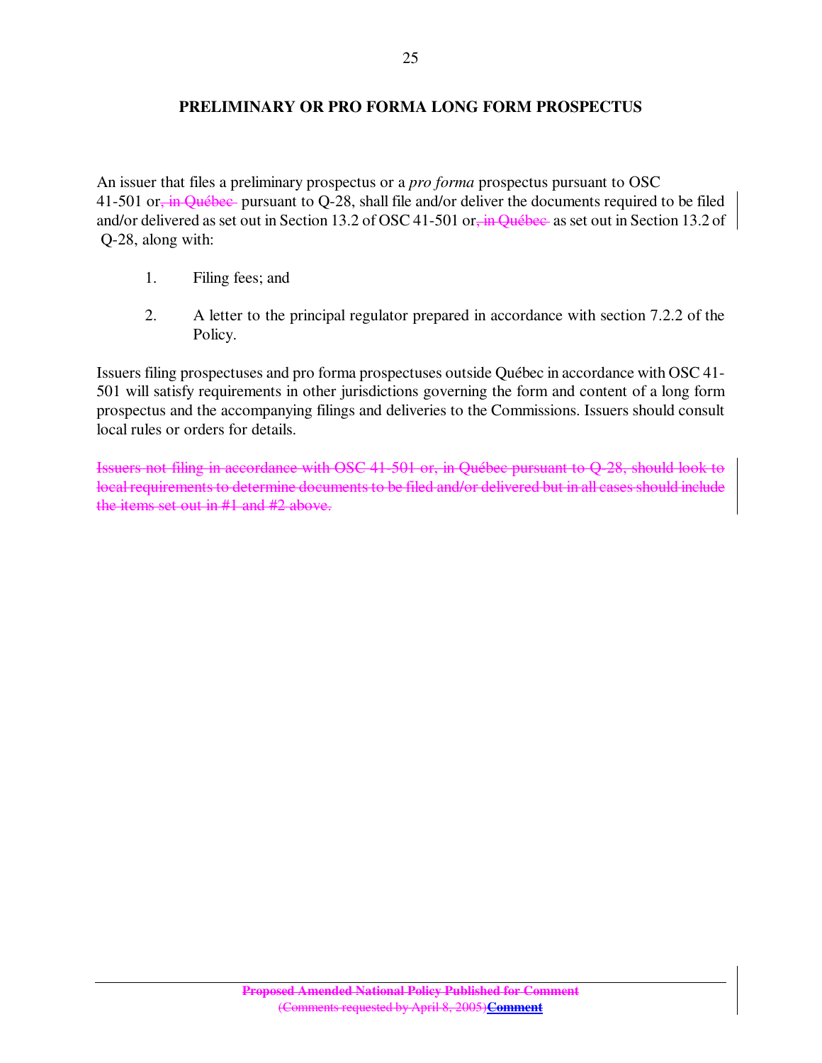## PRELIMINARY OR PRO FORMA LONG FORM PROSPECTUS

An issuer that files a preliminary prospectus or a *pro forma* prospectus pursuant to OSC 41-501 or~~, in Québec~~ pursuant to Q-28, shall file and/or deliver the documents required to be filed and/or delivered as set out in Section 13.2 of OSC 41-501 or~~, in Québec~~ as set out in Section 13.2 of Q-28, along with:

1. Filing fees; and

2. A letter to the principal regulator prepared in accordance with section 7.2.2 of the Policy.

Issuers filing prospectuses and pro forma prospectuses outside Québec in accordance with OSC 41-501 will satisfy requirements in other jurisdictions governing the form and content of a long form prospectus and the accompanying filings and deliveries to the Commissions. Issuers should consult local rules or orders for details.

~~Issuers not filing in accordance with OSC 41-501 or, in Québec pursuant to Q-28, should look to local requirements to determine documents to be filed and/or delivered but in all cases should include the items set out in #1 and #2 above.~~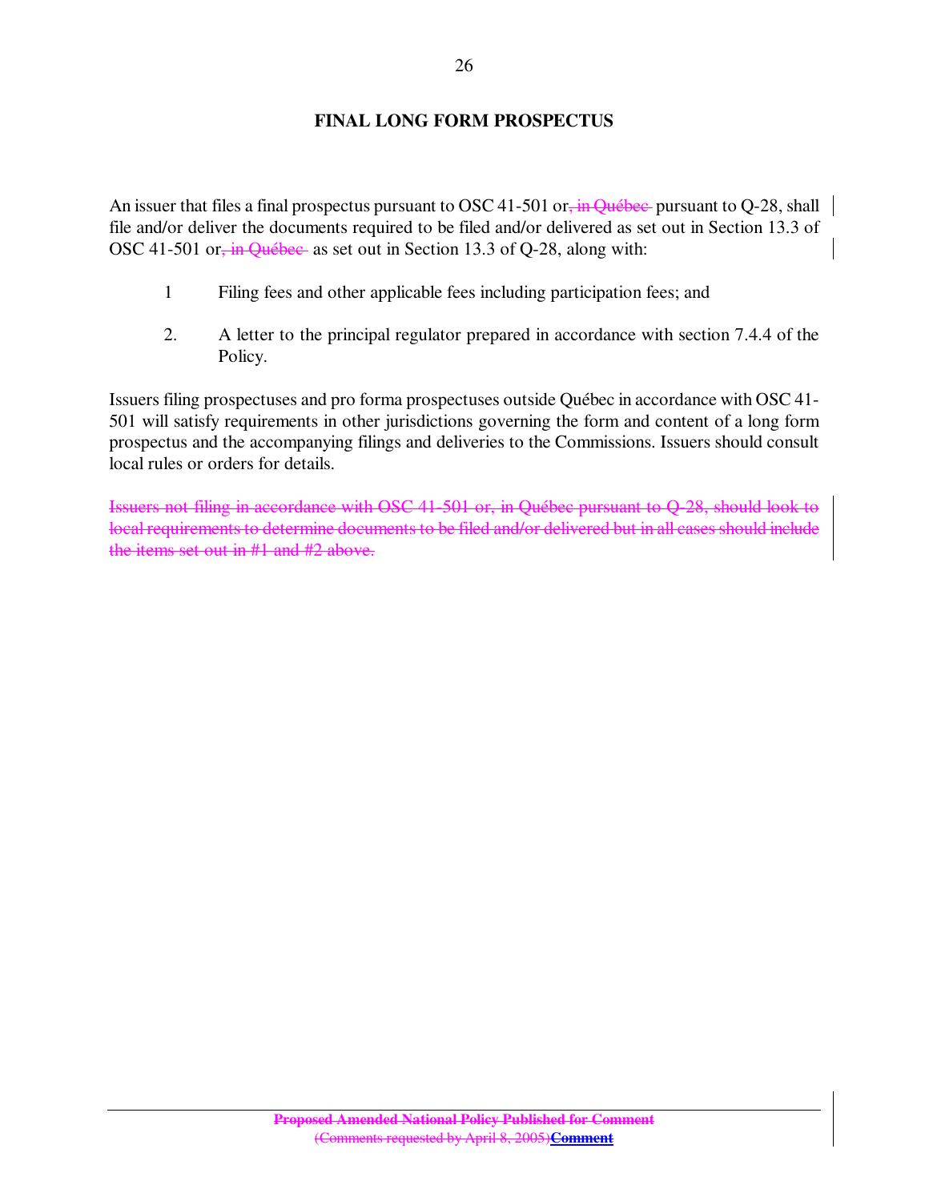## FINAL LONG FORM PROSPECTUS

An issuer that files a final prospectus pursuant to OSC 41-501 or~~, in Québec~~ pursuant to Q-28, shall file and/or deliver the documents required to be filed and/or delivered as set out in Section 13.3 of OSC 41-501 or~~, in Québec~~ as set out in Section 13.3 of Q-28, along with:

1 Filing fees and other applicable fees including participation fees; and

2. A letter to the principal regulator prepared in accordance with section 7.4.4 of the Policy.

Issuers filing prospectuses and pro forma prospectuses outside Québec in accordance with OSC 41-501 will satisfy requirements in other jurisdictions governing the form and content of a long form prospectus and the accompanying filings and deliveries to the Commissions. Issuers should consult local rules or orders for details.

~~Issuers not filing in accordance with OSC 41-501 or, in Québec pursuant to Q-28, should look to local requirements to determine documents to be filed and/or delivered but in all cases should include the items set out in #1 and #2 above.~~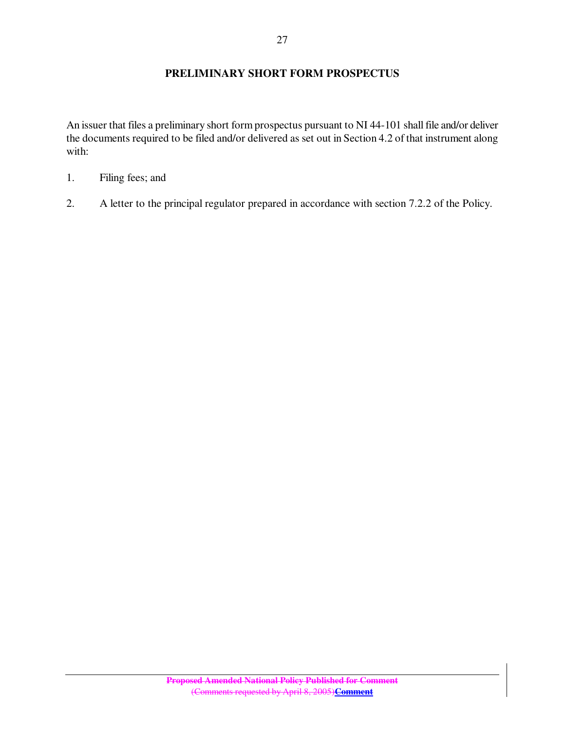## PRELIMINARY SHORT FORM PROSPECTUS

An issuer that files a preliminary short form prospectus pursuant to NI 44-101 shall file and/or deliver the documents required to be filed and/or delivered as set out in Section 4.2 of that instrument along with:

1. Filing fees; and

2. A letter to the principal regulator prepared in accordance with section 7.2.2 of the Policy.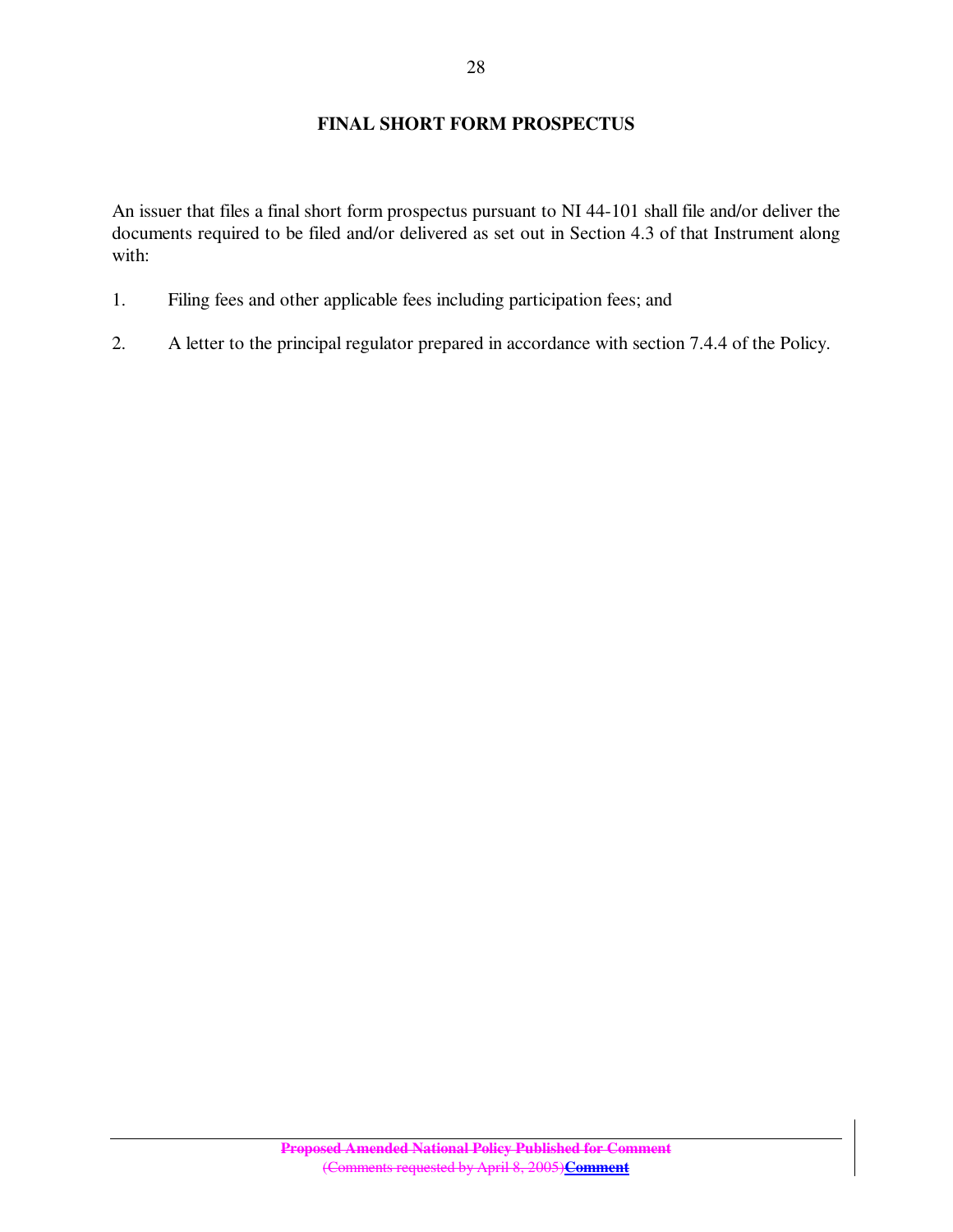## FINAL SHORT FORM PROSPECTUS

An issuer that files a final short form prospectus pursuant to NI 44-101 shall file and/or deliver the documents required to be filed and/or delivered as set out in Section 4.3 of that Instrument along with:

1. Filing fees and other applicable fees including participation fees; and

2. A letter to the principal regulator prepared in accordance with section 7.4.4 of the Policy.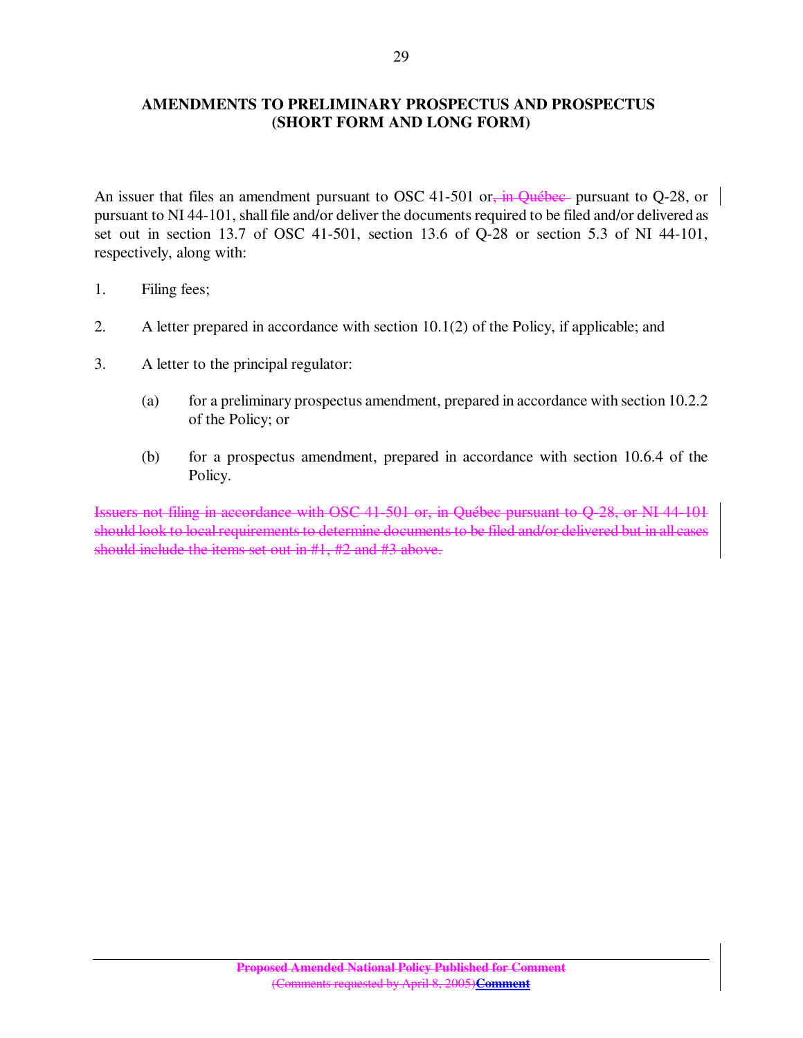## AMENDMENTS TO PRELIMINARY PROSPECTUS AND PROSPECTUS (SHORT FORM AND LONG FORM)

An issuer that files an amendment pursuant to OSC 41-501 or~~, in Québec~~ pursuant to Q-28, or pursuant to NI 44-101, shall file and/or deliver the documents required to be filed and/or delivered as set out in section 13.7 of OSC 41-501, section 13.6 of Q-28 or section 5.3 of NI 44-101, respectively, along with:

1. Filing fees;

2. A letter prepared in accordance with section 10.1(2) of the Policy, if applicable; and

3. A letter to the principal regulator:

   (a) for a preliminary prospectus amendment, prepared in accordance with section 10.2.2 of the Policy; or

   (b) for a prospectus amendment, prepared in accordance with section 10.6.4 of the Policy.

~~Issuers not filing in accordance with OSC 41-501 or, in Québec pursuant to Q-28, or NI 44-101 should look to local requirements to determine documents to be filed and/or delivered but in all cases should include the items set out in #1, #2 and #3 above.~~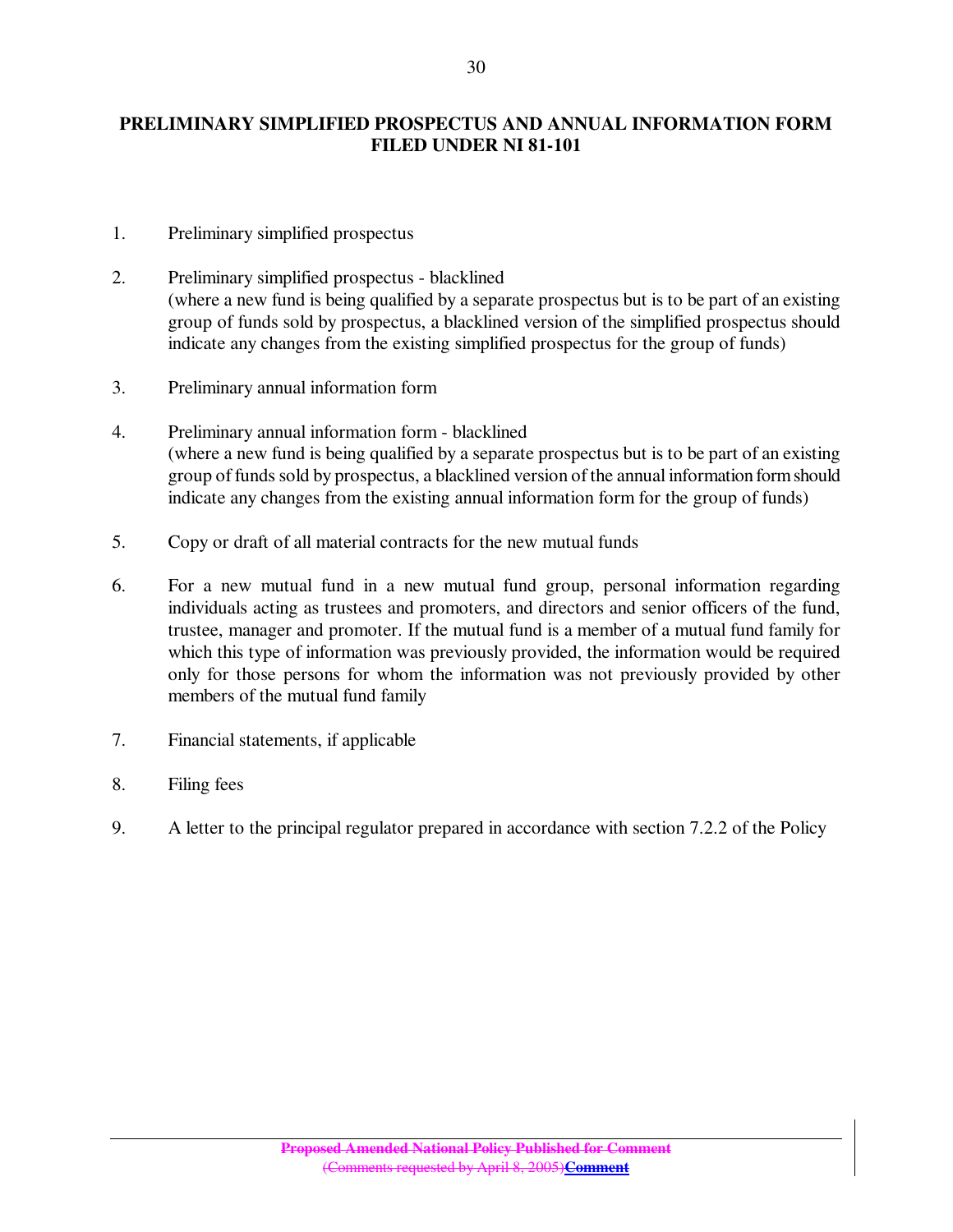## PRELIMINARY SIMPLIFIED PROSPECTUS AND ANNUAL INFORMATION FORM FILED UNDER NI 81-101

1. Preliminary simplified prospectus

2. Preliminary simplified prospectus - blacklined
   (where a new fund is being qualified by a separate prospectus but is to be part of an existing group of funds sold by prospectus, a blacklined version of the simplified prospectus should indicate any changes from the existing simplified prospectus for the group of funds)

3. Preliminary annual information form

4. Preliminary annual information form - blacklined
   (where a new fund is being qualified by a separate prospectus but is to be part of an existing group of funds sold by prospectus, a blacklined version of the annual information form should indicate any changes from the existing annual information form for the group of funds)

5. Copy or draft of all material contracts for the new mutual funds

6. For a new mutual fund in a new mutual fund group, personal information regarding individuals acting as trustees and promoters, and directors and senior officers of the fund, trustee, manager and promoter. If the mutual fund is a member of a mutual fund family for which this type of information was previously provided, the information would be required only for those persons for whom the information was not previously provided by other members of the mutual fund family

7. Financial statements, if applicable

8. Filing fees

9. A letter to the principal regulator prepared in accordance with section 7.2.2 of the Policy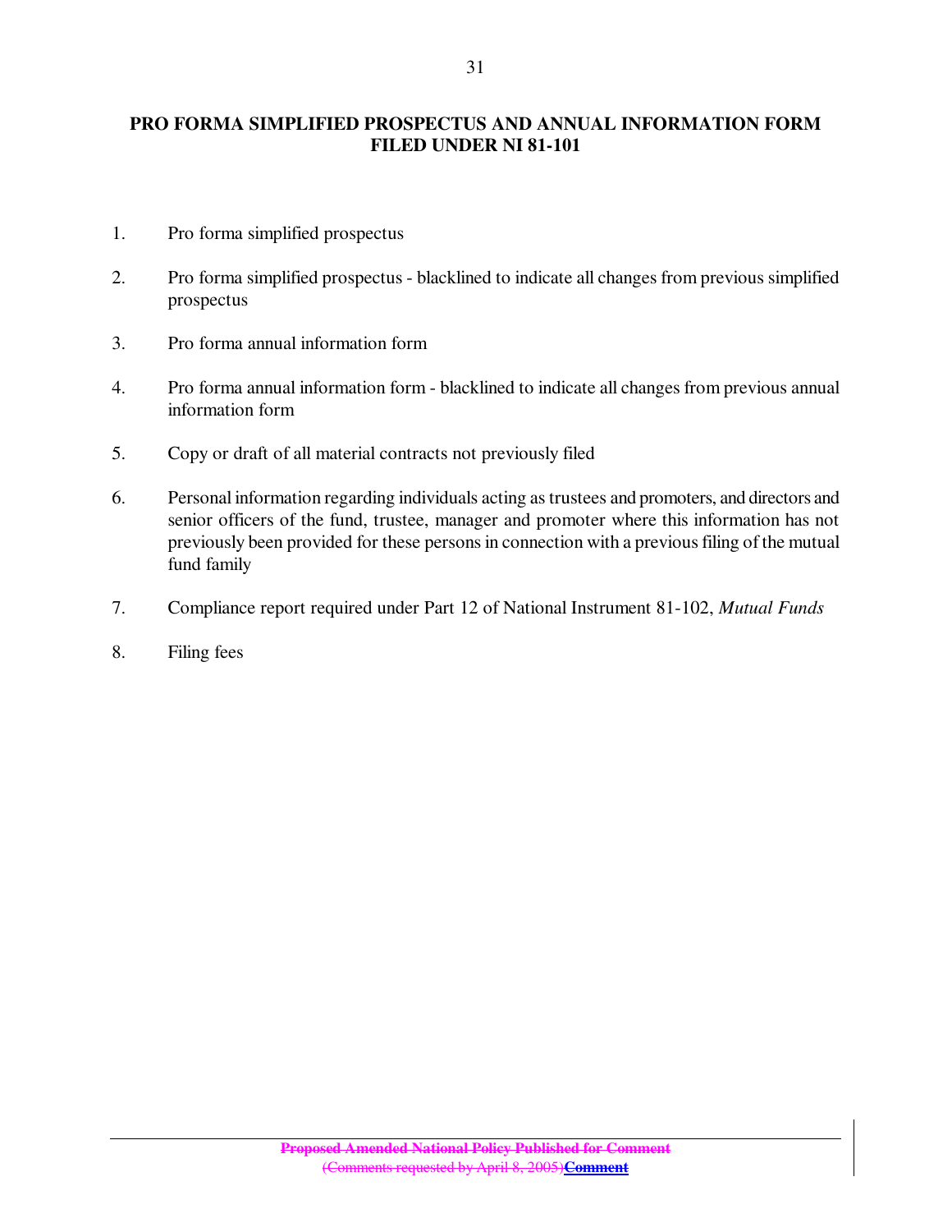## PRO FORMA SIMPLIFIED PROSPECTUS AND ANNUAL INFORMATION FORM FILED UNDER NI 81-101

1. Pro forma simplified prospectus

2. Pro forma simplified prospectus - blacklined to indicate all changes from previous simplified prospectus

3. Pro forma annual information form

4. Pro forma annual information form - blacklined to indicate all changes from previous annual information form

5. Copy or draft of all material contracts not previously filed

6. Personal information regarding individuals acting as trustees and promoters, and directors and senior officers of the fund, trustee, manager and promoter where this information has not previously been provided for these persons in connection with a previous filing of the mutual fund family

7. Compliance report required under Part 12 of National Instrument 81-102, *Mutual Funds*

8. Filing fees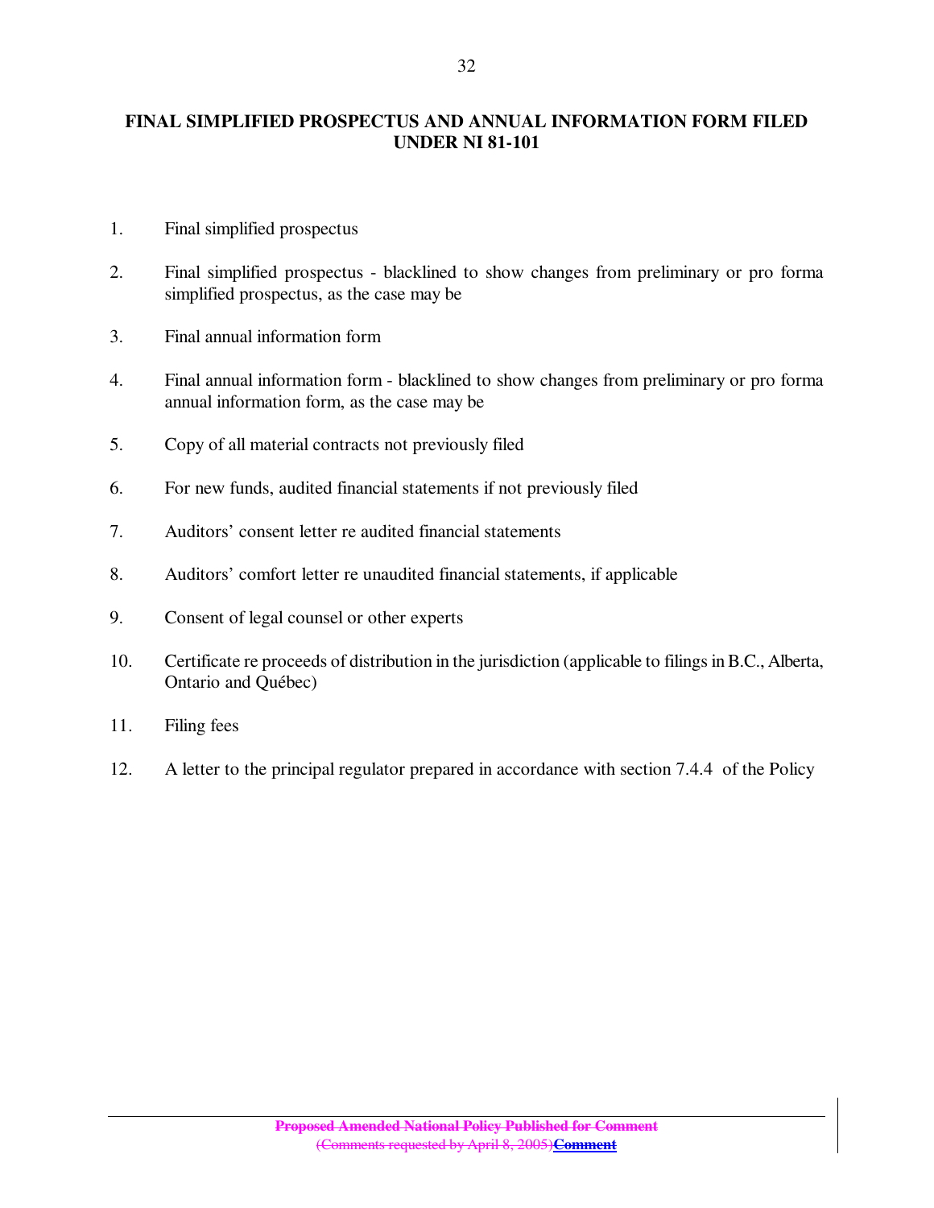**FINAL SIMPLIFIED PROSPECTUS AND ANNUAL INFORMATION FORM FILED UNDER NI 81-101**

1. Final simplified prospectus

2. Final simplified prospectus - blacklined to show changes from preliminary or pro forma simplified prospectus, as the case may be

3. Final annual information form

4. Final annual information form - blacklined to show changes from preliminary or pro forma annual information form, as the case may be

5. Copy of all material contracts not previously filed

6. For new funds, audited financial statements if not previously filed

7. Auditors' consent letter re audited financial statements

8. Auditors' comfort letter re unaudited financial statements, if applicable

9. Consent of legal counsel or other experts

10. Certificate re proceeds of distribution in the jurisdiction (applicable to filings in B.C., Alberta, Ontario and Québec)

11. Filing fees

12. A letter to the principal regulator prepared in accordance with section 7.4.4 of the Policy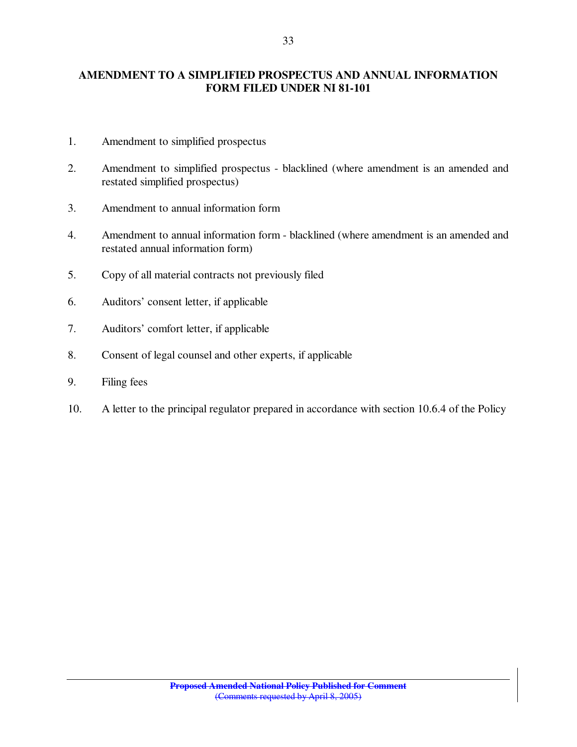## AMENDMENT TO A SIMPLIFIED PROSPECTUS AND ANNUAL INFORMATION FORM FILED UNDER NI 81-101

1. Amendment to simplified prospectus

2. Amendment to simplified prospectus - blacklined (where amendment is an amended and restated simplified prospectus)

3. Amendment to annual information form

4. Amendment to annual information form - blacklined (where amendment is an amended and restated annual information form)

5. Copy of all material contracts not previously filed

6. Auditors' consent letter, if applicable

7. Auditors' comfort letter, if applicable

8. Consent of legal counsel and other experts, if applicable

9. Filing fees

10. A letter to the principal regulator prepared in accordance with section 10.6.4 of the Policy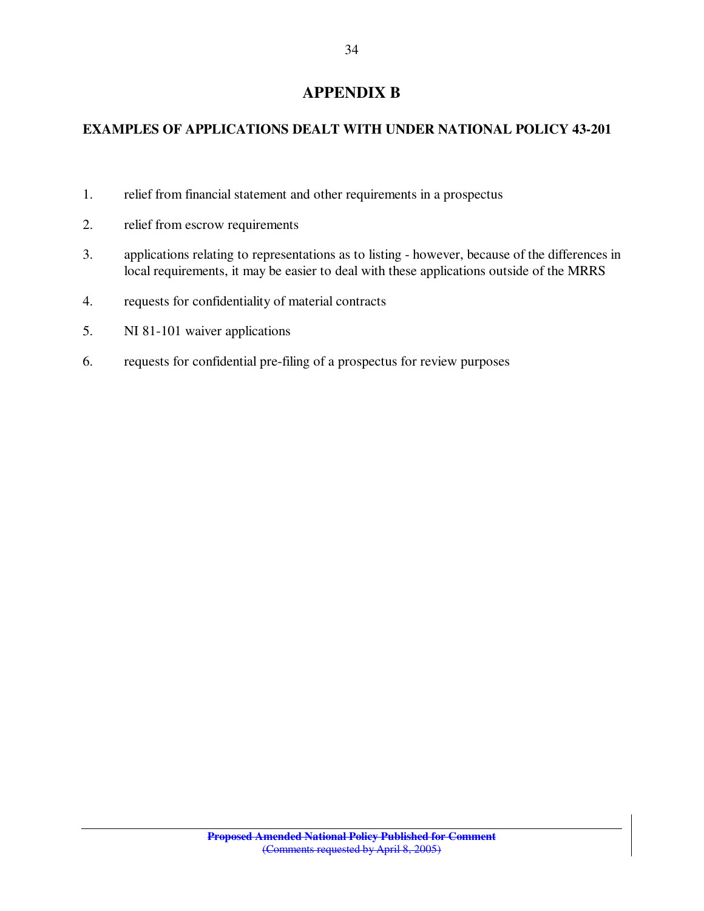# APPENDIX B

## EXAMPLES OF APPLICATIONS DEALT WITH UNDER NATIONAL POLICY 43-201

1. relief from financial statement and other requirements in a prospectus
2. relief from escrow requirements
3. applications relating to representations as to listing - however, because of the differences in local requirements, it may be easier to deal with these applications outside of the MRRS
4. requests for confidentiality of material contracts
5. NI 81-101 waiver applications
6. requests for confidential pre-filing of a prospectus for review purposes

~~**Proposed Amended National Policy Published for Comment**~~
~~(Comments requested by April 8, 2005)~~